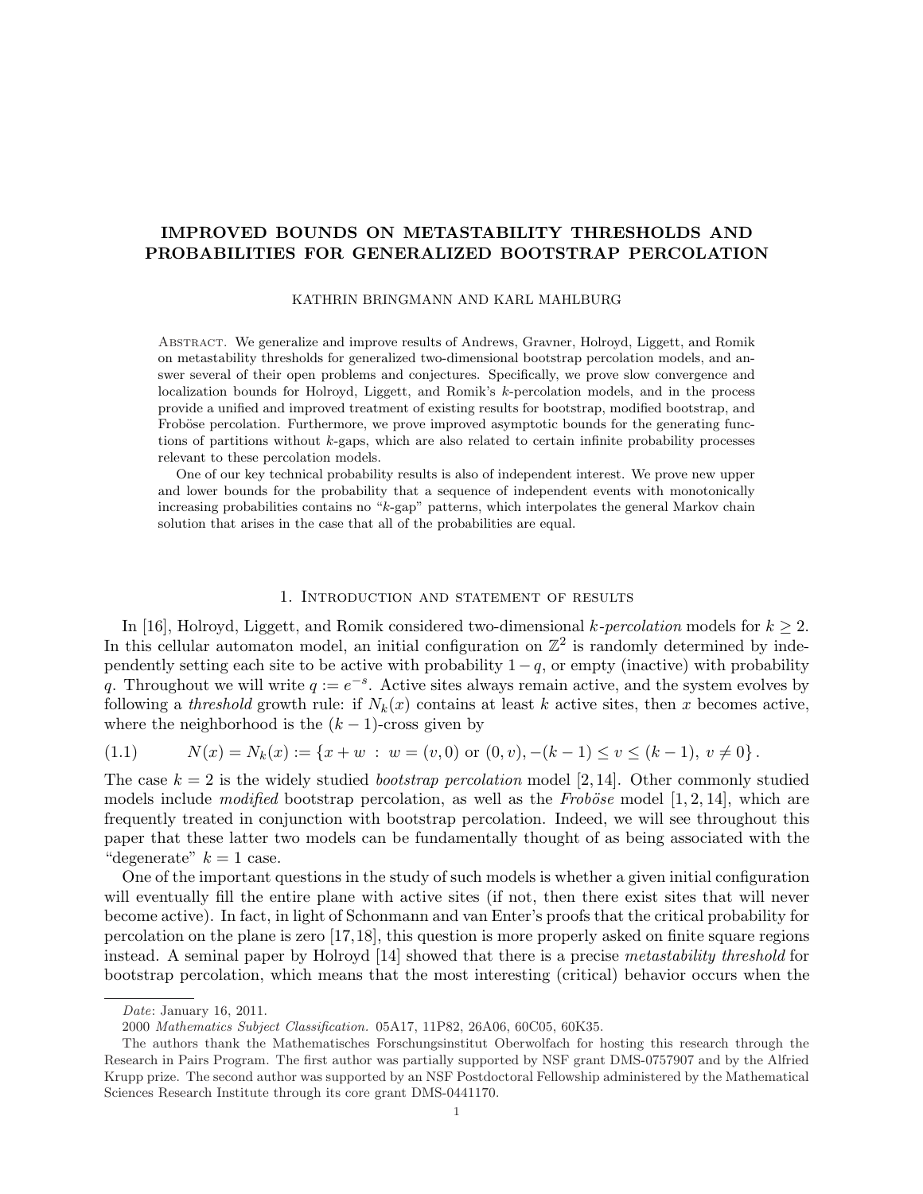# IMPROVED BOUNDS ON METASTABILITY THRESHOLDS AND PROBABILITIES FOR GENERALIZED BOOTSTRAP PERCOLATION

KATHRIN BRINGMANN AND KARL MAHLBURG

Abstract. We generalize and improve results of Andrews, Gravner, Holroyd, Liggett, and Romik on metastability thresholds for generalized two-dimensional bootstrap percolation models, and answer several of their open problems and conjectures. Specifically, we prove slow convergence and localization bounds for Holroyd, Liggett, and Romik's $k$-percolation models, and in the process provide a unified and improved treatment of existing results for bootstrap, modified bootstrap, and Froböse percolation. Furthermore, we prove improved asymptotic bounds for the generating functions of partitions without $k$-gaps, which are also related to certain infinite probability processes relevant to these percolation models.

One of our key technical probability results is also of independent interest. We prove new upper and lower bounds for the probability that a sequence of independent events with monotonically increasing probabilities contains no "$k$-gap" patterns, which interpolates the general Markov chain solution that arises in the case that all of the probabilities are equal.

## 1. Introduction and statement of results

In [16], Holroyd, Liggett, and Romik considered two-dimensional *$k$-percolation* models for $k \geq 2$. In this cellular automaton model, an initial configuration on $\mathbb{Z}^2$ is randomly determined by independently setting each site to be active with probability $1-q$, or empty (inactive) with probability $q$. Throughout we will write $q := e^{-s}$. Active sites always remain active, and the system evolves by following a *threshold* growth rule: if $N_k(x)$ contains at least $k$ active sites, then $x$ becomes active, where the neighborhood is the $(k-1)$-cross given by

$$N(x) = N_k(x) := \{x + w \; : \; w = (v, 0) \text{ or } (0, v), -(k-1) \leq v \leq (k-1), \; v \neq 0\}. \tag{1.1}$$

The case $k = 2$ is the widely studied *bootstrap percolation* model [2, 14]. Other commonly studied models include *modified* bootstrap percolation, as well as the *Froböse* model [1, 2, 14], which are frequently treated in conjunction with bootstrap percolation. Indeed, we will see throughout this paper that these latter two models can be fundamentally thought of as being associated with the "degenerate" $k = 1$ case.

One of the important questions in the study of such models is whether a given initial configuration will eventually fill the entire plane with active sites (if not, then there exist sites that will never become active). In fact, in light of Schonmann and van Enter's proofs that the critical probability for percolation on the plane is zero [17,18], this question is more properly asked on finite square regions instead. A seminal paper by Holroyd [14] showed that there is a precise *metastability threshold* for bootstrap percolation, which means that the most interesting (critical) behavior occurs when the

---

*Date*: January 16, 2011.

2000 *Mathematics Subject Classification.* 05A17, 11P82, 26A06, 60C05, 60K35.

The authors thank the Mathematisches Forschungsinstitut Oberwolfach for hosting this research through the Research in Pairs Program. The first author was partially supported by NSF grant DMS-0757907 and by the Alfried Krupp prize. The second author was supported by an NSF Postdoctoral Fellowship administered by the Mathematical Sciences Research Institute through its core grant DMS-0441170.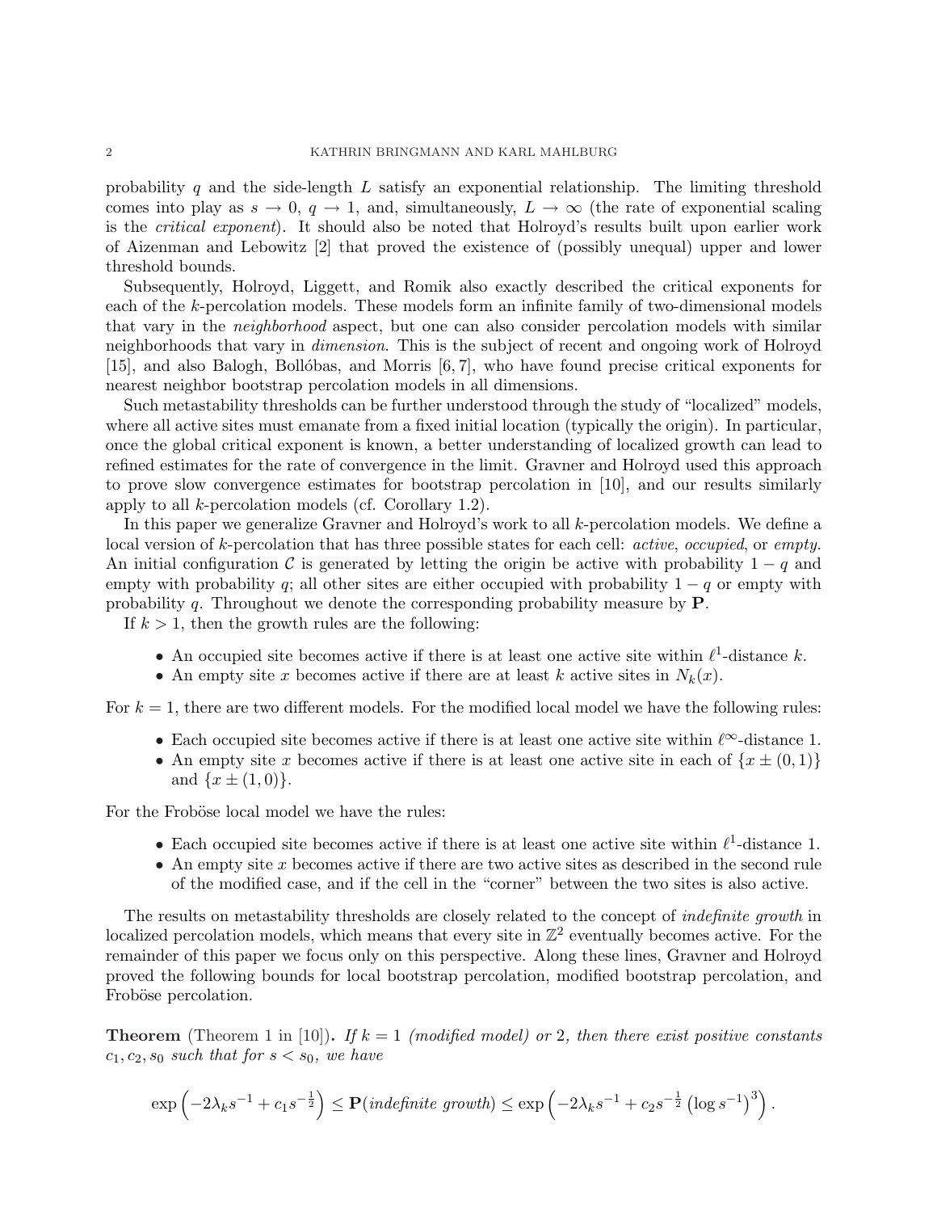probability $q$ and the side-length $L$ satisfy an exponential relationship. The limiting threshold comes into play as $s \to 0$, $q \to 1$, and, simultaneously, $L \to \infty$ (the rate of exponential scaling is the *critical exponent*). It should also be noted that Holroyd's results built upon earlier work of Aizenman and Lebowitz [2] that proved the existence of (possibly unequal) upper and lower threshold bounds.

Subsequently, Holroyd, Liggett, and Romik also exactly described the critical exponents for each of the $k$-percolation models. These models form an infinite family of two-dimensional models that vary in the *neighborhood* aspect, but one can also consider percolation models with similar neighborhoods that vary in *dimension*. This is the subject of recent and ongoing work of Holroyd [15], and also Balogh, Bollóbas, and Morris [6, 7], who have found precise critical exponents for nearest neighbor bootstrap percolation models in all dimensions.

Such metastability thresholds can be further understood through the study of "localized" models, where all active sites must emanate from a fixed initial location (typically the origin). In particular, once the global critical exponent is known, a better understanding of localized growth can lead to refined estimates for the rate of convergence in the limit. Gravner and Holroyd used this approach to prove slow convergence estimates for bootstrap percolation in [10], and our results similarly apply to all $k$-percolation models (cf. Corollary 1.2).

In this paper we generalize Gravner and Holroyd's work to all $k$-percolation models. We define a local version of $k$-percolation that has three possible states for each cell: *active*, *occupied*, or *empty.* An initial configuration $\mathcal{C}$ is generated by letting the origin be active with probability $1-q$ and empty with probability $q$; all other sites are either occupied with probability $1-q$ or empty with probability $q$. Throughout we denote the corresponding probability measure by $\mathbf{P}$.

If $k > 1$, then the growth rules are the following:

- An occupied site becomes active if there is at least one active site within $\ell^1$-distance $k$.
- An empty site $x$ becomes active if there are at least $k$ active sites in $N_k(x)$.

For $k = 1$, there are two different models. For the modified local model we have the following rules:

- Each occupied site becomes active if there is at least one active site within $\ell^\infty$-distance 1.
- An empty site $x$ becomes active if there is at least one active site in each of $\{x \pm (0, 1)\}$ and $\{x \pm (1, 0)\}$.

For the Froböse local model we have the rules:

- Each occupied site becomes active if there is at least one active site within $\ell^1$-distance 1.
- An empty site $x$ becomes active if there are two active sites as described in the second rule of the modified case, and if the cell in the "corner" between the two sites is also active.

The results on metastability thresholds are closely related to the concept of *indefinite growth* in localized percolation models, which means that every site in $\mathbb{Z}^2$ eventually becomes active. For the remainder of this paper we focus only on this perspective. Along these lines, Gravner and Holroyd proved the following bounds for local bootstrap percolation, modified bootstrap percolation, and Froböse percolation.

**Theorem** (Theorem 1 in [10])**.** *If $k = 1$ (modified model) or 2, then there exist positive constants $c_1, c_2, s_0$ such that for $s < s_0$, we have*

$$\exp\left(-2\lambda_k s^{-1} + c_1 s^{-\frac{1}{2}}\right) \leq \mathbf{P}(\textit{indefinite growth}) \leq \exp\left(-2\lambda_k s^{-1} + c_2 s^{-\frac{1}{2}}\left(\log s^{-1}\right)^3\right).$$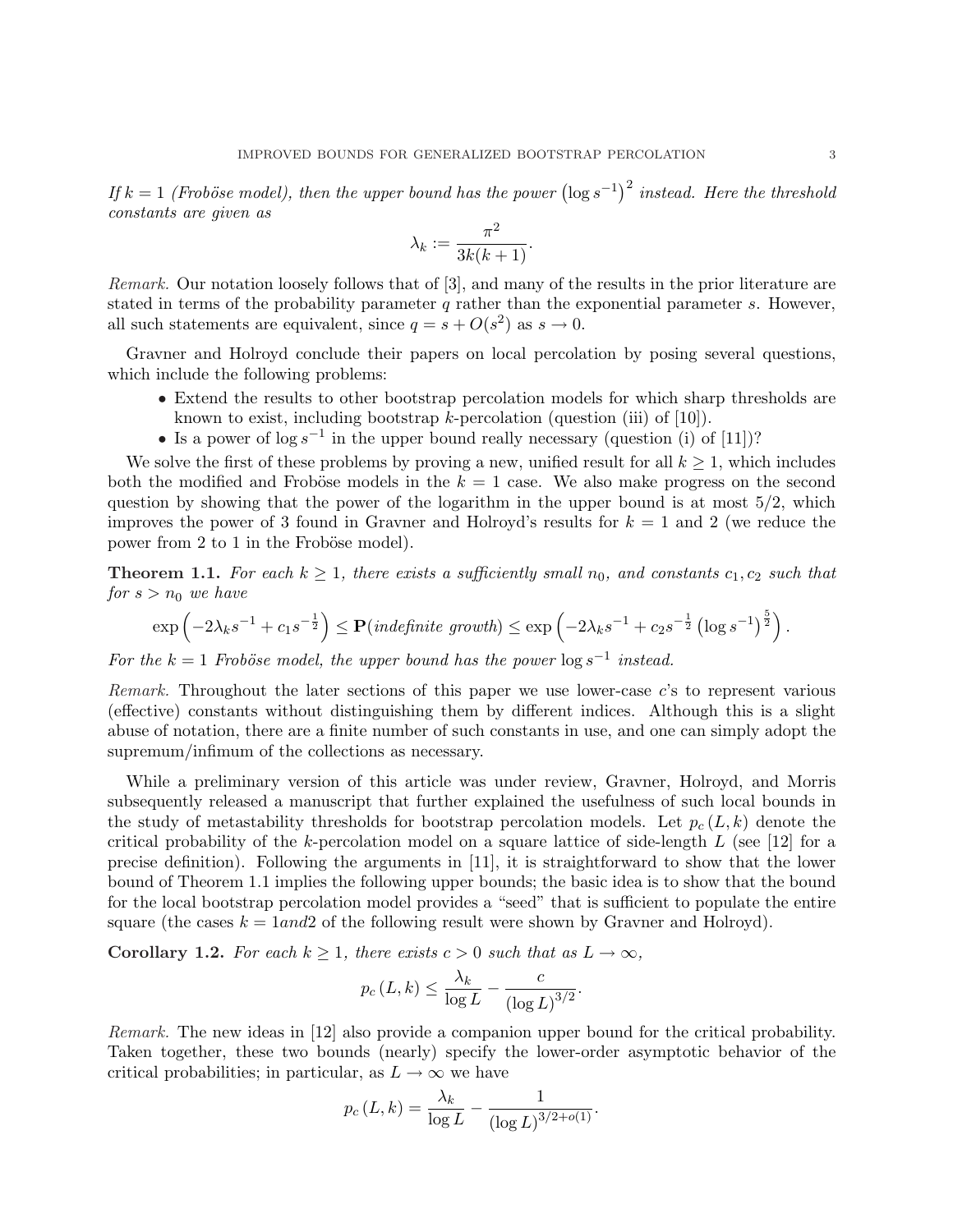*If $k = 1$ (Froböse model), then the upper bound has the power $\left(\log s^{-1}\right)^2$ instead. Here the threshold constants are given as*

$$\lambda_k := \frac{\pi^2}{3k(k+1)}.$$

*Remark.* Our notation loosely follows that of [3], and many of the results in the prior literature are stated in terms of the probability parameter $q$ rather than the exponential parameter $s$. However, all such statements are equivalent, since $q = s + O(s^2)$ as $s \to 0$.

Gravner and Holroyd conclude their papers on local percolation by posing several questions, which include the following problems:

- Extend the results to other bootstrap percolation models for which sharp thresholds are known to exist, including bootstrap $k$-percolation (question (iii) of [10]).
- Is a power of $\log s^{-1}$ in the upper bound really necessary (question (i) of [11])?

We solve the first of these problems by proving a new, unified result for all $k \geq 1$, which includes both the modified and Froböse models in the $k = 1$ case. We also make progress on the second question by showing that the power of the logarithm in the upper bound is at most $5/2$, which improves the power of 3 found in Gravner and Holroyd's results for $k = 1$ and 2 (we reduce the power from 2 to 1 in the Froböse model).

**Theorem 1.1.** *For each $k \geq 1$, there exists a sufficiently small $n_0$, and constants $c_1, c_2$ such that for $s > n_0$ we have*

$$\exp\left(-2\lambda_k s^{-1} + c_1 s^{-\frac{1}{2}}\right) \leq \mathbf{P}(\textit{indefinite growth}) \leq \exp\left(-2\lambda_k s^{-1} + c_2 s^{-\frac{1}{2}} \left(\log s^{-1}\right)^{\frac{5}{2}}\right).$$

*For the $k = 1$ Froböse model, the upper bound has the power $\log s^{-1}$ instead.*

*Remark.* Throughout the later sections of this paper we use lower-case $c$'s to represent various (effective) constants without distinguishing them by different indices. Although this is a slight abuse of notation, there are a finite number of such constants in use, and one can simply adopt the supremum/infimum of the collections as necessary.

While a preliminary version of this article was under review, Gravner, Holroyd, and Morris subsequently released a manuscript that further explained the usefulness of such local bounds in the study of metastability thresholds for bootstrap percolation models. Let $p_c(L, k)$ denote the critical probability of the $k$-percolation model on a square lattice of side-length $L$ (see [12] for a precise definition). Following the arguments in [11], it is straightforward to show that the lower bound of Theorem 1.1 implies the following upper bounds; the basic idea is to show that the bound for the local bootstrap percolation model provides a "seed" that is sufficient to populate the entire square (the cases $k = 1 and 2$ of the following result were shown by Gravner and Holroyd).

**Corollary 1.2.** *For each $k \geq 1$, there exists $c > 0$ such that as $L \to \infty$,*

$$p_c(L, k) \leq \frac{\lambda_k}{\log L} - \frac{c}{(\log L)^{3/2}}.$$

*Remark.* The new ideas in [12] also provide a companion upper bound for the critical probability. Taken together, these two bounds (nearly) specify the lower-order asymptotic behavior of the critical probabilities; in particular, as $L \to \infty$ we have

$$p_c(L, k) = \frac{\lambda_k}{\log L} - \frac{1}{(\log L)^{3/2 + o(1)}}.$$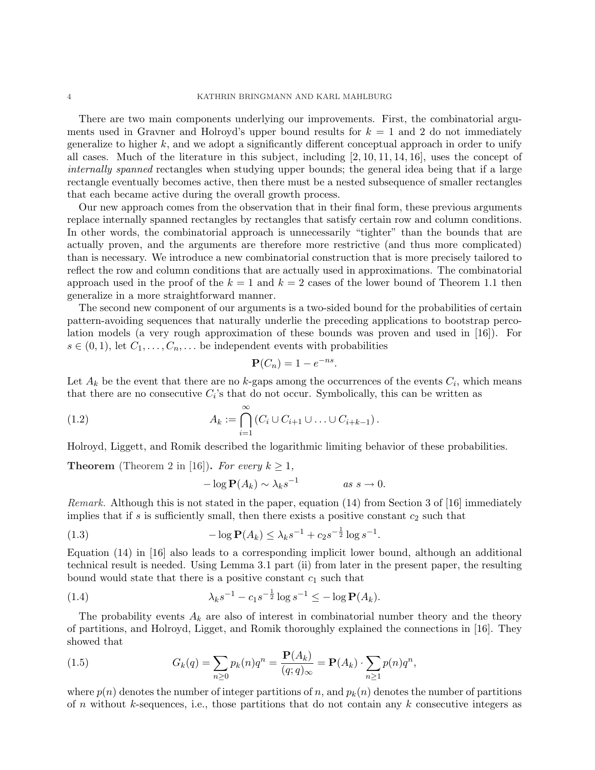There are two main components underlying our improvements. First, the combinatorial arguments used in Gravner and Holroyd's upper bound results for $k = 1$ and 2 do not immediately generalize to higher $k$, and we adopt a significantly different conceptual approach in order to unify all cases. Much of the literature in this subject, including [2, 10, 11, 14, 16], uses the concept of *internally spanned* rectangles when studying upper bounds; the general idea being that if a large rectangle eventually becomes active, then there must be a nested subsequence of smaller rectangles that each became active during the overall growth process.

Our new approach comes from the observation that in their final form, these previous arguments replace internally spanned rectangles by rectangles that satisfy certain row and column conditions. In other words, the combinatorial approach is unnecessarily "tighter" than the bounds that are actually proven, and the arguments are therefore more restrictive (and thus more complicated) than is necessary. We introduce a new combinatorial construction that is more precisely tailored to reflect the row and column conditions that are actually used in approximations. The combinatorial approach used in the proof of the $k = 1$ and $k = 2$ cases of the lower bound of Theorem 1.1 then generalize in a more straightforward manner.

The second new component of our arguments is a two-sided bound for the probabilities of certain pattern-avoiding sequences that naturally underlie the preceding applications to bootstrap percolation models (a very rough approximation of these bounds was proven and used in [16]). For $s \in (0, 1)$, let $C_1, \ldots, C_n, \ldots$ be independent events with probabilities

$$\mathbf{P}(C_n) = 1 - e^{-ns}.$$

Let $A_k$ be the event that there are no $k$-gaps among the occurrences of the events $C_i$, which means that there are no consecutive $C_i$'s that do not occur. Symbolically, this can be written as

$$A_k := \bigcap_{i=1}^{\infty} \left(C_i \cup C_{i+1} \cup \ldots \cup C_{i+k-1}\right). \tag{1.2}$$

Holroyd, Liggett, and Romik described the logarithmic limiting behavior of these probabilities.

**Theorem** (Theorem 2 in [16])**.** *For every $k \geq 1$,*

$$-\log \mathbf{P}(A_k) \sim \lambda_k s^{-1} \qquad \text{as } s \to 0.$$

*Remark.* Although this is not stated in the paper, equation (14) from Section 3 of [16] immediately implies that if $s$ is sufficiently small, then there exists a positive constant $c_2$ such that

$$-\log \mathbf{P}(A_k) \leq \lambda_k s^{-1} + c_2 s^{-\frac{1}{2}} \log s^{-1}. \tag{1.3}$$

Equation (14) in [16] also leads to a corresponding implicit lower bound, although an additional technical result is needed. Using Lemma 3.1 part (ii) from later in the present paper, the resulting bound would state that there is a positive constant $c_1$ such that

$$\lambda_k s^{-1} - c_1 s^{-\frac{1}{2}} \log s^{-1} \leq -\log \mathbf{P}(A_k). \tag{1.4}$$

The probability events $A_k$ are also of interest in combinatorial number theory and the theory of partitions, and Holroyd, Ligget, and Romik thoroughly explained the connections in [16]. They showed that

$$G_k(q) = \sum_{n \geq 0} p_k(n) q^n = \frac{\mathbf{P}(A_k)}{(q;q)_\infty} = \mathbf{P}(A_k) \cdot \sum_{n \geq 1} p(n) q^n, \tag{1.5}$$

where $p(n)$ denotes the number of integer partitions of $n$, and $p_k(n)$ denotes the number of partitions of $n$ without $k$-sequences, i.e., those partitions that do not contain any $k$ consecutive integers as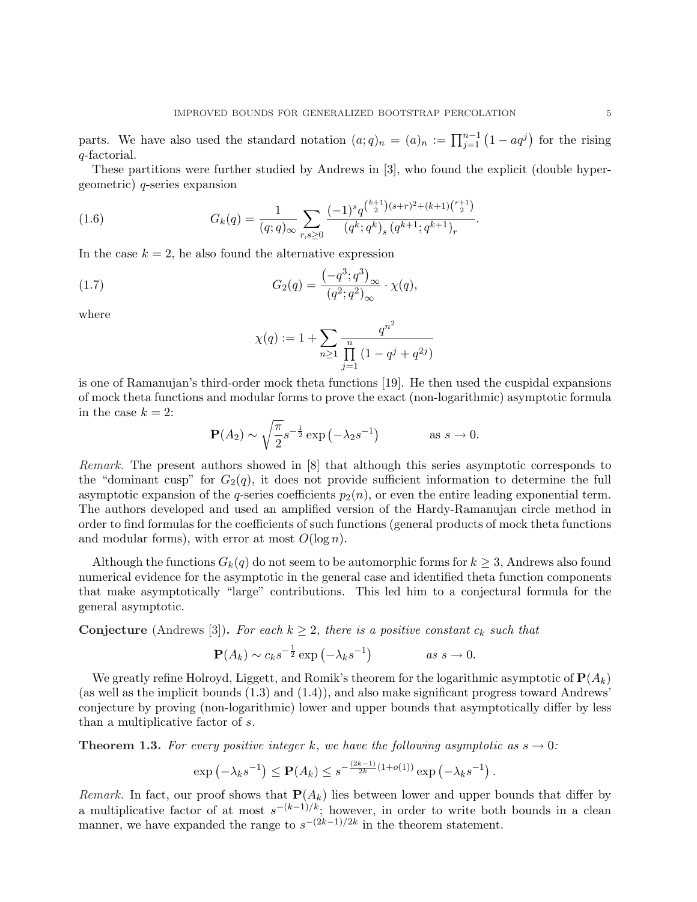parts. We have also used the standard notation $(a;q)_n = (a)_n := \prod_{j=1}^{n-1}\left(1-aq^j\right)$ for the rising $q$-factorial.

These partitions were further studied by Andrews in [3], who found the explicit (double hypergeometric) $q$-series expansion

$$G_k(q) = \frac{1}{(q;q)_\infty} \sum_{r,s\geq 0} \frac{(-1)^s q^{\binom{k+1}{2}(s+r)^2+(k+1)\binom{r+1}{2}}}{\left(q^k;q^k\right)_s \left(q^{k+1};q^{k+1}\right)_r}. \tag{1.6}$$

In the case $k=2$, he also found the alternative expression

$$G_2(q) = \frac{\left(-q^3;q^3\right)_\infty}{\left(q^2;q^2\right)_\infty} \cdot \chi(q), \tag{1.7}$$

where

$$\chi(q) := 1 + \sum_{n\geq 1} \frac{q^{n^2}}{\prod\limits_{j=1}^{n}\left(1-q^j+q^{2j}\right)}$$

is one of Ramanujan's third-order mock theta functions [19]. He then used the cuspidal expansions of mock theta functions and modular forms to prove the exact (non-logarithmic) asymptotic formula in the case $k=2$:

$$\mathbf{P}(A_2) \sim \sqrt{\frac{\pi}{2}} s^{-\frac{1}{2}} \exp\left(-\lambda_2 s^{-1}\right) \qquad \text{as } s \to 0.$$

*Remark.* The present authors showed in [8] that although this series asymptotic corresponds to the "dominant cusp" for $G_2(q)$, it does not provide sufficient information to determine the full asymptotic expansion of the $q$-series coefficients $p_2(n)$, or even the entire leading exponential term. The authors developed and used an amplified version of the Hardy-Ramanujan circle method in order to find formulas for the coefficients of such functions (general products of mock theta functions and modular forms), with error at most $O(\log n)$.

Although the functions $G_k(q)$ do not seem to be automorphic forms for $k \geq 3$, Andrews also found numerical evidence for the asymptotic in the general case and identified theta function components that make asymptotically "large" contributions. This led him to a conjectural formula for the general asymptotic.

**Conjecture** (Andrews [3])**.** *For each $k \geq 2$, there is a positive constant $c_k$ such that*

$$\mathbf{P}(A_k) \sim c_k s^{-\frac{1}{2}} \exp\left(-\lambda_k s^{-1}\right) \qquad \text{as } s \to 0.$$

We greatly refine Holroyd, Liggett, and Romik's theorem for the logarithmic asymptotic of $\mathbf{P}(A_k)$ (as well as the implicit bounds (1.3) and (1.4)), and also make significant progress toward Andrews' conjecture by proving (non-logarithmic) lower and upper bounds that asymptotically differ by less than a multiplicative factor of $s$.

**Theorem 1.3.** *For every positive integer $k$, we have the following asymptotic as $s \to 0$:*

$$\exp\left(-\lambda_k s^{-1}\right) \leq \mathbf{P}(A_k) \leq s^{-\frac{(2k-1)}{2k}(1+o(1))} \exp\left(-\lambda_k s^{-1}\right).$$

*Remark.* In fact, our proof shows that $\mathbf{P}(A_k)$ lies between lower and upper bounds that differ by a multiplicative factor of at most $s^{-(k-1)/k}$; however, in order to write both bounds in a clean manner, we have expanded the range to $s^{-(2k-1)/2k}$ in the theorem statement.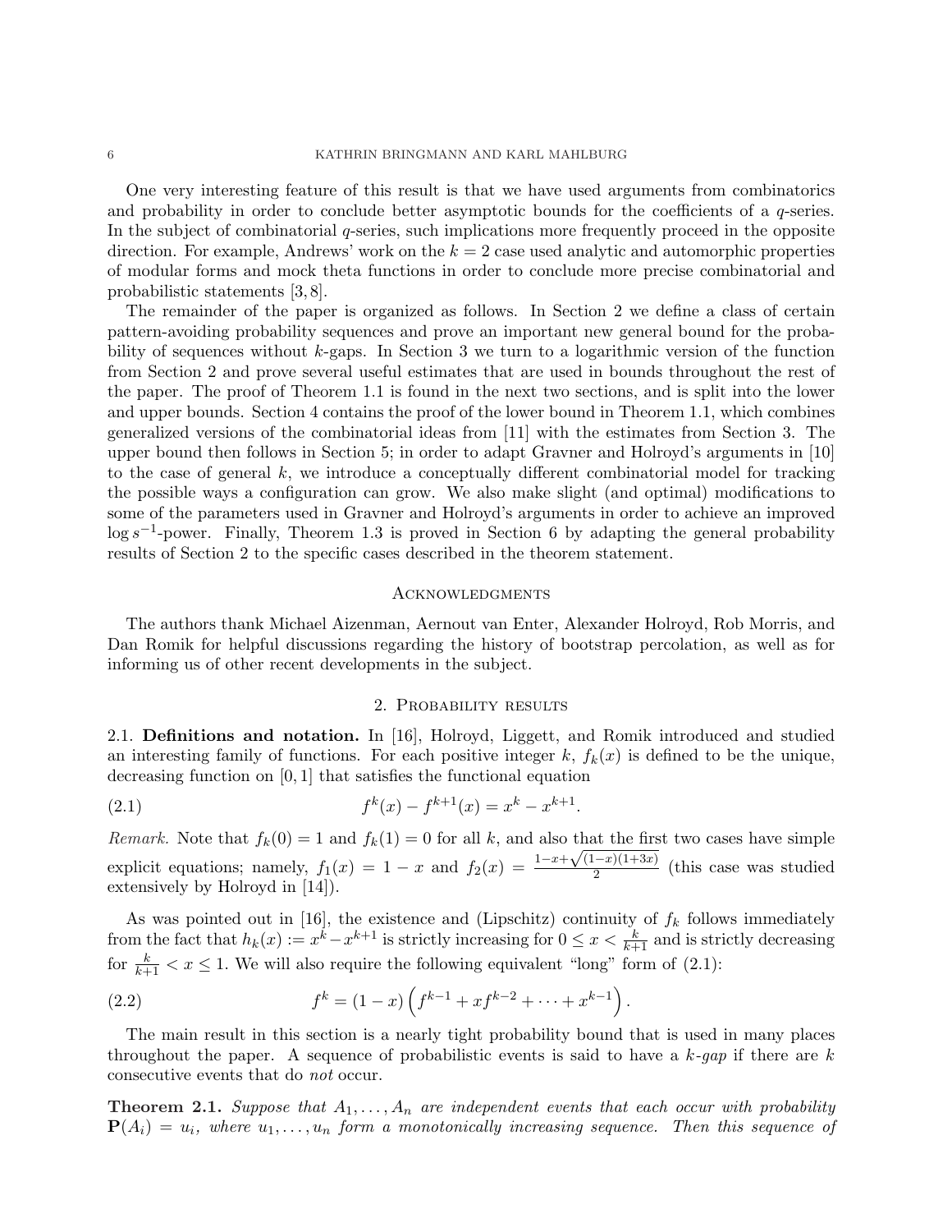One very interesting feature of this result is that we have used arguments from combinatorics and probability in order to conclude better asymptotic bounds for the coefficients of a $q$-series. In the subject of combinatorial $q$-series, such implications more frequently proceed in the opposite direction. For example, Andrews' work on the $k = 2$ case used analytic and automorphic properties of modular forms and mock theta functions in order to conclude more precise combinatorial and probabilistic statements [3, 8].

The remainder of the paper is organized as follows. In Section 2 we define a class of certain pattern-avoiding probability sequences and prove an important new general bound for the probability of sequences without $k$-gaps. In Section 3 we turn to a logarithmic version of the function from Section 2 and prove several useful estimates that are used in bounds throughout the rest of the paper. The proof of Theorem 1.1 is found in the next two sections, and is split into the lower and upper bounds. Section 4 contains the proof of the lower bound in Theorem 1.1, which combines generalized versions of the combinatorial ideas from [11] with the estimates from Section 3. The upper bound then follows in Section 5; in order to adapt Gravner and Holroyd's arguments in [10] to the case of general $k$, we introduce a conceptually different combinatorial model for tracking the possible ways a configuration can grow. We also make slight (and optimal) modifications to some of the parameters used in Gravner and Holroyd's arguments in order to achieve an improved $\log s^{-1}$-power. Finally, Theorem 1.3 is proved in Section 6 by adapting the general probability results of Section 2 to the specific cases described in the theorem statement.

## Acknowledgments

The authors thank Michael Aizenman, Aernout van Enter, Alexander Holroyd, Rob Morris, and Dan Romik for helpful discussions regarding the history of bootstrap percolation, as well as for informing us of other recent developments in the subject.

## 2. Probability results

**2.1. Definitions and notation.** In [16], Holroyd, Liggett, and Romik introduced and studied an interesting family of functions. For each positive integer $k$, $f_k(x)$ is defined to be the unique, decreasing function on $[0, 1]$ that satisfies the functional equation

$$f^k(x) - f^{k+1}(x) = x^k - x^{k+1}. \tag{2.1}$$

*Remark.* Note that $f_k(0) = 1$ and $f_k(1) = 0$ for all $k$, and also that the first two cases have simple explicit equations; namely, $f_1(x) = 1 - x$ and $f_2(x) = \frac{1-x+\sqrt{(1-x)(1+3x)}}{2}$ (this case was studied extensively by Holroyd in [14]).

As was pointed out in [16], the existence and (Lipschitz) continuity of $f_k$ follows immediately from the fact that $h_k(x) := x^k - x^{k+1}$ is strictly increasing for $0 \leq x < \frac{k}{k+1}$ and is strictly decreasing for $\frac{k}{k+1} < x \leq 1$. We will also require the following equivalent "long" form of (2.1):

$$f^k = (1 - x)\left(f^{k-1} + xf^{k-2} + \cdots + x^{k-1}\right). \tag{2.2}$$

The main result in this section is a nearly tight probability bound that is used in many places throughout the paper. A sequence of probabilistic events is said to have a *$k$-gap* if there are $k$ consecutive events that do *not* occur.

**Theorem 2.1.** *Suppose that $A_1, \ldots, A_n$ are independent events that each occur with probability $\mathbf{P}(A_i) = u_i$, where $u_1, \ldots, u_n$ form a monotonically increasing sequence. Then this sequence of*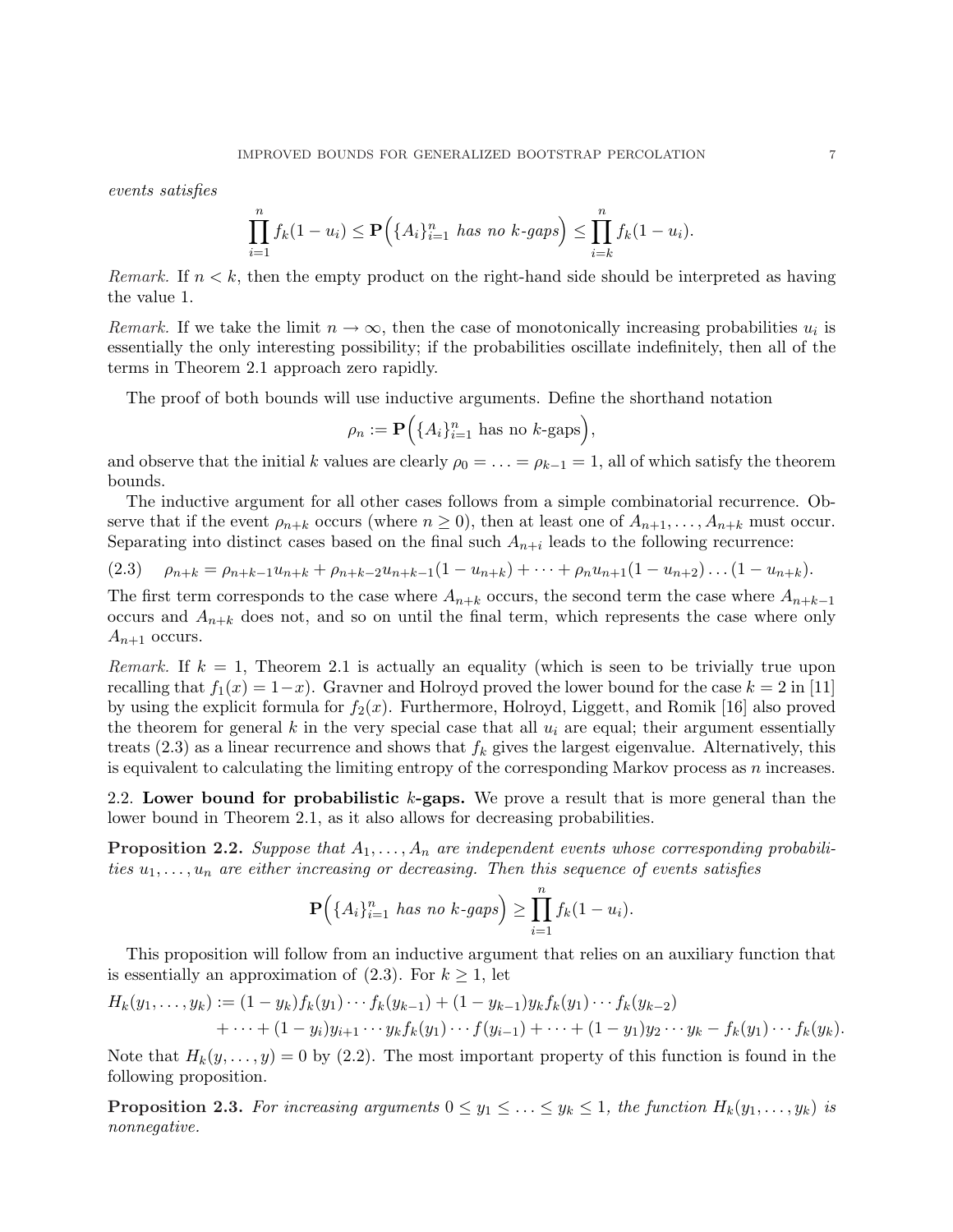*events satisfies*

$$\prod_{i=1}^{n} f_k(1-u_i) \leq \mathbf{P}\Big(\{A_i\}_{i=1}^n \text{ has no } k\text{-gaps}\Big) \leq \prod_{i=k}^{n} f_k(1-u_i).$$

*Remark.* If $n < k$, then the empty product on the right-hand side should be interpreted as having the value 1.

*Remark.* If we take the limit $n \to \infty$, then the case of monotonically increasing probabilities $u_i$ is essentially the only interesting possibility; if the probabilities oscillate indefinitely, then all of the terms in Theorem 2.1 approach zero rapidly.

The proof of both bounds will use inductive arguments. Define the shorthand notation

$$\rho_n := \mathbf{P}\Big(\{A_i\}_{i=1}^n \text{ has no } k\text{-gaps}\Big),$$

and observe that the initial $k$ values are clearly $\rho_0 = \ldots = \rho_{k-1} = 1$, all of which satisfy the theorem bounds.

The inductive argument for all other cases follows from a simple combinatorial recurrence. Observe that if the event $\rho_{n+k}$ occurs (where $n \geq 0$), then at least one of $A_{n+1}, \ldots, A_{n+k}$ must occur. Separating into distinct cases based on the final such $A_{n+i}$ leads to the following recurrence:

$$\rho_{n+k} = \rho_{n+k-1}u_{n+k} + \rho_{n+k-2}u_{n+k-1}(1-u_{n+k}) + \cdots + \rho_n u_{n+1}(1-u_{n+2})\ldots(1-u_{n+k}). \tag{2.3}$$

The first term corresponds to the case where $A_{n+k}$ occurs, the second term the case where $A_{n+k-1}$ occurs and $A_{n+k}$ does not, and so on until the final term, which represents the case where only $A_{n+1}$ occurs.

*Remark.* If $k = 1$, Theorem 2.1 is actually an equality (which is seen to be trivially true upon recalling that $f_1(x) = 1-x$). Gravner and Holroyd proved the lower bound for the case $k = 2$ in [11] by using the explicit formula for $f_2(x)$. Furthermore, Holroyd, Liggett, and Romik [16] also proved the theorem for general $k$ in the very special case that all $u_i$ are equal; their argument essentially treats (2.3) as a linear recurrence and shows that $f_k$ gives the largest eigenvalue. Alternatively, this is equivalent to calculating the limiting entropy of the corresponding Markov process as $n$ increases.

## 2.2. Lower bound for probabilistic $k$-gaps.

We prove a result that is more general than the lower bound in Theorem 2.1, as it also allows for decreasing probabilities.

**Proposition 2.2.** *Suppose that $A_1, \ldots, A_n$ are independent events whose corresponding probabilities $u_1, \ldots, u_n$ are either increasing or decreasing. Then this sequence of events satisfies*

$$\mathbf{P}\Big(\{A_i\}_{i=1}^n \text{ has no } k\text{-gaps}\Big) \geq \prod_{i=1}^{n} f_k(1-u_i).$$

This proposition will follow from an inductive argument that relies on an auxiliary function that is essentially an approximation of (2.3). For $k \geq 1$, let

$$\begin{aligned} H_k(y_1, \ldots, y_k) &:= (1-y_k)f_k(y_1)\cdots f_k(y_{k-1}) + (1-y_{k-1})y_k f_k(y_1)\cdots f_k(y_{k-2}) \\ &\quad + \cdots + (1-y_i)y_{i+1}\cdots y_k f_k(y_1)\cdots f(y_{i-1}) + \cdots + (1-y_1)y_2\cdots y_k - f_k(y_1)\cdots f_k(y_k). \end{aligned}$$

Note that $H_k(y, \ldots, y) = 0$ by (2.2). The most important property of this function is found in the following proposition.

**Proposition 2.3.** *For increasing arguments $0 \leq y_1 \leq \ldots \leq y_k \leq 1$, the function $H_k(y_1, \ldots, y_k)$ is nonnegative.*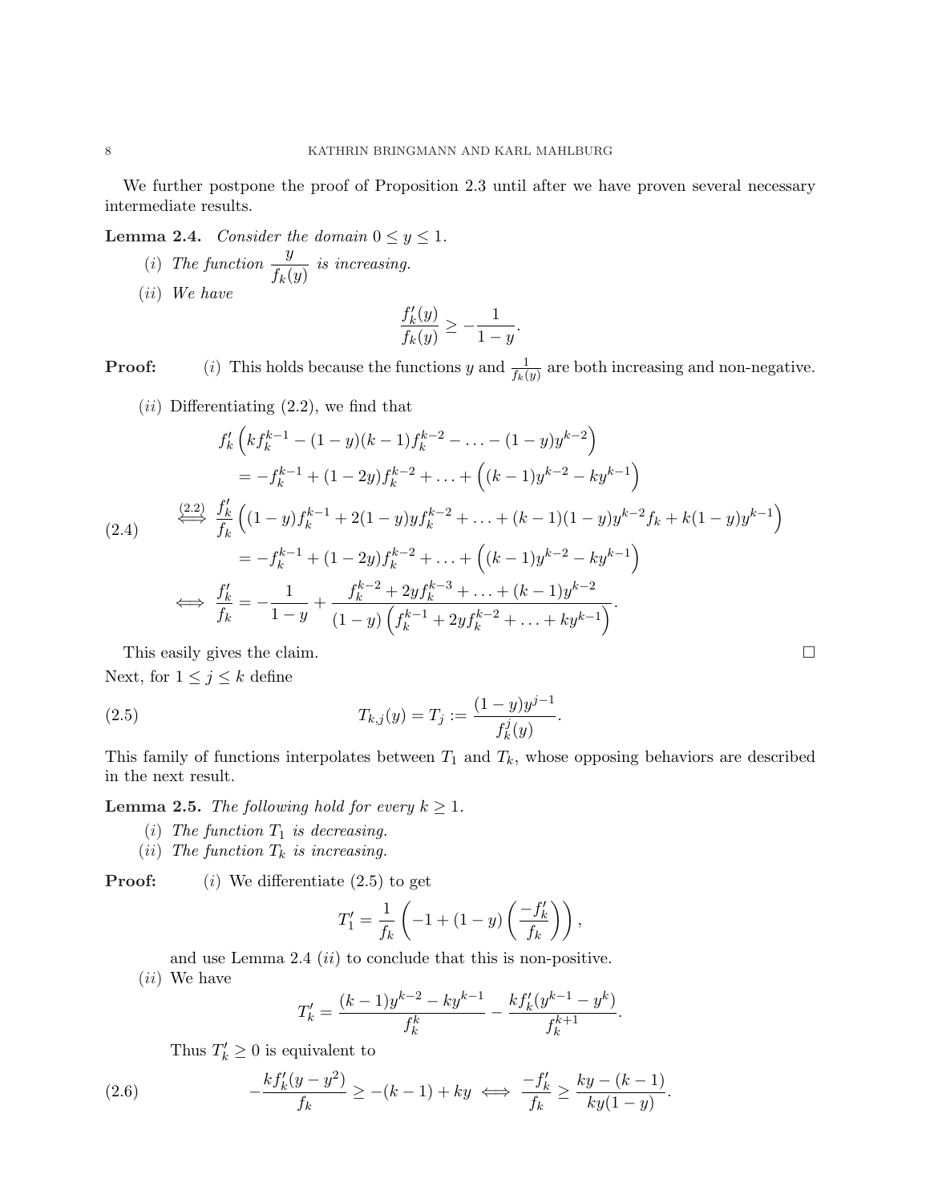We further postpone the proof of Proposition 2.3 until after we have proven several necessary intermediate results.

**Lemma 2.4.** *Consider the domain $0 \leq y \leq 1$.*

*(i) The function $\dfrac{y}{f_k(y)}$ is increasing.*

*(ii) We have*

$$\frac{f_k'(y)}{f_k(y)} \geq -\frac{1}{1-y}.$$

**Proof:** $(i)$ This holds because the functions $y$ and $\frac{1}{f_k(y)}$ are both increasing and non-negative.

$(ii)$ Differentiating (2.2), we find that

$$\begin{aligned}
& f_k'\left(kf_k^{k-1} - (1-y)(k-1)f_k^{k-2} - \ldots - (1-y)y^{k-2}\right) \\
& \quad = -f_k^{k-1} + (1-2y)f_k^{k-2} + \ldots + \left((k-1)y^{k-2} - ky^{k-1}\right) \\
& \overset{(2.2)}{\iff} \frac{f_k'}{f_k}\left((1-y)f_k^{k-1} + 2(1-y)yf_k^{k-2} + \ldots + (k-1)(1-y)y^{k-2}f_k + k(1-y)y^{k-1}\right) \\
& \quad = -f_k^{k-1} + (1-2y)f_k^{k-2} + \ldots + \left((k-1)y^{k-2} - ky^{k-1}\right) \\
& \iff \frac{f_k'}{f_k} = -\frac{1}{1-y} + \frac{f_k^{k-2} + 2yf_k^{k-3} + \ldots + (k-1)y^{k-2}}{(1-y)\left(f_k^{k-1} + 2yf_k^{k-2} + \ldots + ky^{k-1}\right)}.
\end{aligned} \tag{2.4}$$

This easily gives the claim. $\square$

Next, for $1 \leq j \leq k$ define

$$T_{k,j}(y) = T_j := \frac{(1-y)y^{j-1}}{f_k^j(y)}. \tag{2.5}$$

This family of functions interpolates between $T_1$ and $T_k$, whose opposing behaviors are described in the next result.

**Lemma 2.5.** *The following hold for every $k \geq 1$.*

*(i) The function $T_1$ is decreasing.*

*(ii) The function $T_k$ is increasing.*

**Proof:** $(i)$ We differentiate (2.5) to get

$$T_1' = \frac{1}{f_k}\left(-1 + (1-y)\left(\frac{-f_k'}{f_k}\right)\right),$$

and use Lemma 2.4 $(ii)$ to conclude that this is non-positive.

$(ii)$ We have

$$T_k' = \frac{(k-1)y^{k-2} - ky^{k-1}}{f_k^k} - \frac{kf_k'(y^{k-1} - y^k)}{f_k^{k+1}}.$$

Thus $T_k' \geq 0$ is equivalent to

$$-\frac{kf_k'(y-y^2)}{f_k} \geq -(k-1) + ky \iff \frac{-f_k'}{f_k} \geq \frac{ky - (k-1)}{ky(1-y)}. \tag{2.6}$$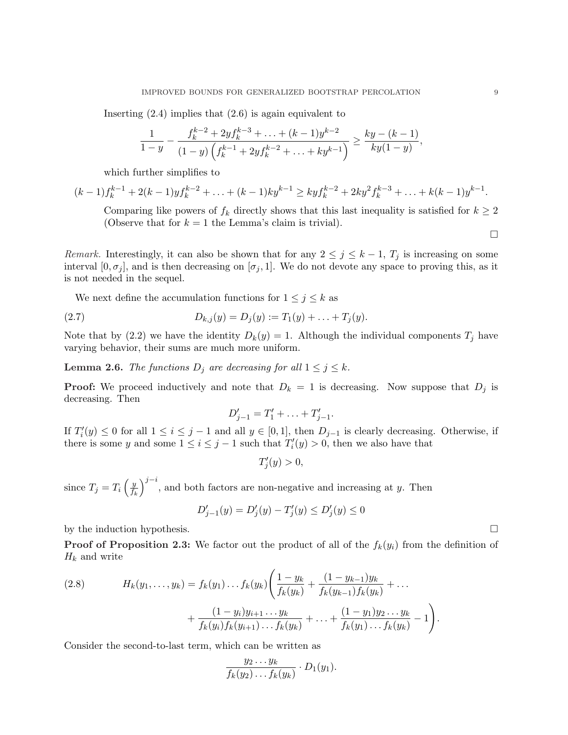Inserting (2.4) implies that (2.6) is again equivalent to

$$\frac{1}{1-y} - \frac{f_k^{k-2} + 2y f_k^{k-3} + \ldots + (k-1)y^{k-2}}{(1-y)\left(f_k^{k-1} + 2y f_k^{k-2} + \ldots + ky^{k-1}\right)} \geq \frac{ky-(k-1)}{ky(1-y)},$$

which further simplifies to

$$(k-1)f_k^{k-1} + 2(k-1)y f_k^{k-2} + \ldots + (k-1)ky^{k-1} \geq ky f_k^{k-2} + 2ky^2 f_k^{k-3} + \ldots + k(k-1)y^{k-1}.$$

Comparing like powers of $f_k$ directly shows that this last inequality is satisfied for $k \geq 2$ (Observe that for $k = 1$ the Lemma's claim is trivial).

□

*Remark.* Interestingly, it can also be shown that for any $2 \leq j \leq k-1$, $T_j$ is increasing on some interval $[0, \sigma_j]$, and is then decreasing on $[\sigma_j, 1]$. We do not devote any space to proving this, as it is not needed in the sequel.

We next define the accumulation functions for $1 \leq j \leq k$ as

$$D_{k,j}(y) = D_j(y) := T_1(y) + \ldots + T_j(y). \tag{2.7}$$

Note that by (2.2) we have the identity $D_k(y) = 1$. Although the individual components $T_j$ have varying behavior, their sums are much more uniform.

**Lemma 2.6.** *The functions $D_j$ are decreasing for all $1 \leq j \leq k$.*

**Proof:** We proceed inductively and note that $D_k = 1$ is decreasing. Now suppose that $D_j$ is decreasing. Then

$$D'_{j-1} = T'_1 + \ldots + T'_{j-1}.$$

If $T'_i(y) \leq 0$ for all $1 \leq i \leq j-1$ and all $y \in [0,1]$, then $D_{j-1}$ is clearly decreasing. Otherwise, if there is some $y$ and some $1 \leq i \leq j-1$ such that $T'_i(y) > 0$, then we also have that

$$T'_j(y) > 0,$$

since $T_j = T_i \left(\frac{y}{f_k}\right)^{j-i}$, and both factors are non-negative and increasing at $y$. Then

$$D'_{j-1}(y) = D'_j(y) - T'_j(y) \leq D'_j(y) \leq 0$$

by the induction hypothesis. □

**Proof of Proposition 2.3:** We factor out the product of all of the $f_k(y_i)$ from the definition of $H_k$ and write

$$H_k(y_1, \ldots, y_k) = f_k(y_1) \ldots f_k(y_k) \Bigg( \frac{1-y_k}{f_k(y_k)} + \frac{(1-y_{k-1})y_k}{f_k(y_{k-1})f_k(y_k)} + \ldots + \frac{(1-y_i)y_{i+1}\ldots y_k}{f_k(y_i)f_k(y_{i+1})\ldots f_k(y_k)} + \ldots + \frac{(1-y_1)y_2\ldots y_k}{f_k(y_1)\ldots f_k(y_k)} - 1 \Bigg). \tag{2.8}$$

Consider the second-to-last term, which can be written as

$$\frac{y_2 \ldots y_k}{f_k(y_2)\ldots f_k(y_k)} \cdot D_1(y_1).$$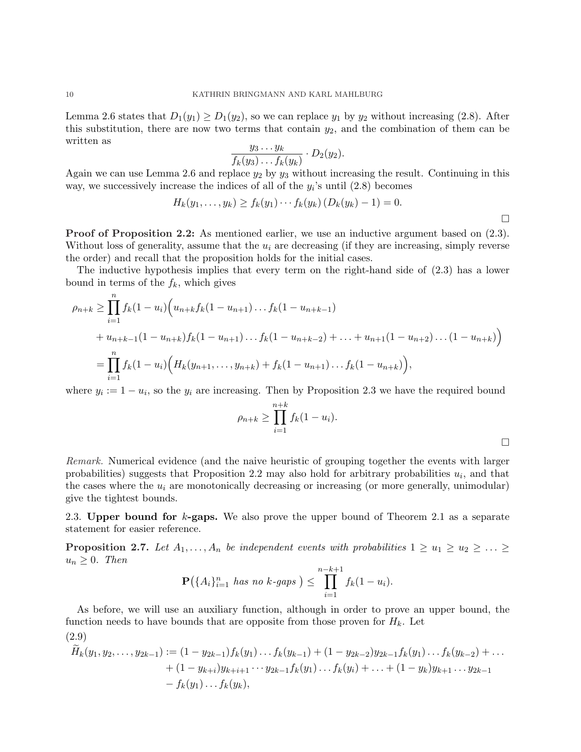Lemma 2.6 states that $D_1(y_1) \geq D_1(y_2)$, so we can replace $y_1$ by $y_2$ without increasing (2.8). After this substitution, there are now two terms that contain $y_2$, and the combination of them can be written as

$$\frac{y_3 \cdots y_k}{f_k(y_3) \ldots f_k(y_k)} \cdot D_2(y_2).$$

Again we can use Lemma 2.6 and replace $y_2$ by $y_3$ without increasing the result. Continuing in this way, we successively increase the indices of all of the $y_i$'s until (2.8) becomes

$$H_k(y_1, \ldots, y_k) \geq f_k(y_1) \cdots f_k(y_k) \left(D_k(y_k) - 1\right) = 0.$$

□

**Proof of Proposition 2.2:** As mentioned earlier, we use an inductive argument based on (2.3). Without loss of generality, assume that the $u_i$ are decreasing (if they are increasing, simply reverse the order) and recall that the proposition holds for the initial cases.

The inductive hypothesis implies that every term on the right-hand side of (2.3) has a lower bound in terms of the $f_k$, which gives

$$\begin{aligned}
\rho_{n+k} &\geq \prod_{i=1}^{n} f_k(1-u_i)\Big(u_{n+k} f_k(1-u_{n+1}) \ldots f_k(1-u_{n+k-1}) \\
&\quad + u_{n+k-1}(1-u_{n+k}) f_k(1-u_{n+1}) \ldots f_k(1-u_{n+k-2}) + \ldots + u_{n+1}(1-u_{n+2}) \ldots (1-u_{n+k})\Big) \\
&= \prod_{i=1}^{n} f_k(1-u_i)\Big(H_k(y_{n+1}, \ldots, y_{n+k}) + f_k(1-u_{n+1}) \ldots f_k(1-u_{n+k})\Big),
\end{aligned}$$

where $y_i := 1 - u_i$, so the $y_i$ are increasing. Then by Proposition 2.3 we have the required bound

$$\rho_{n+k} \geq \prod_{i=1}^{n+k} f_k(1-u_i).$$

□

*Remark.* Numerical evidence (and the naive heuristic of grouping together the events with larger probabilities) suggests that Proposition 2.2 may also hold for arbitrary probabilities $u_i$, and that the cases where the $u_i$ are monotonically decreasing or increasing (or more generally, unimodular) give the tightest bounds.

## 2.3. Upper bound for $k$-gaps.

We also prove the upper bound of Theorem 2.1 as a separate statement for easier reference.

**Proposition 2.7.** *Let $A_1, \ldots, A_n$ be independent events with probabilities $1 \geq u_1 \geq u_2 \geq \ldots \geq u_n \geq 0$. Then*

$$\mathbf{P}\big(\{A_i\}_{i=1}^n \text{ has no } k\text{-gaps}\big) \leq \prod_{i=1}^{n-k+1} f_k(1-u_i).$$

As before, we will use an auxiliary function, although in order to prove an upper bound, the function needs to have bounds that are opposite from those proven for $H_k$. Let

(2.9)
$$\begin{aligned}
\widetilde{H}_k(y_1, y_2, \ldots, y_{2k-1}) &:= (1-y_{2k-1}) f_k(y_1) \ldots f_k(y_{k-1}) + (1-y_{2k-2}) y_{2k-1} f_k(y_1) \ldots f_k(y_{k-2}) + \ldots \\
&\quad + (1-y_{k+i}) y_{k+i+1} \cdots y_{2k-1} f_k(y_1) \ldots f_k(y_i) + \ldots + (1-y_k) y_{k+1} \ldots y_{2k-1} \\
&\quad - f_k(y_1) \ldots f_k(y_k),
\end{aligned}$$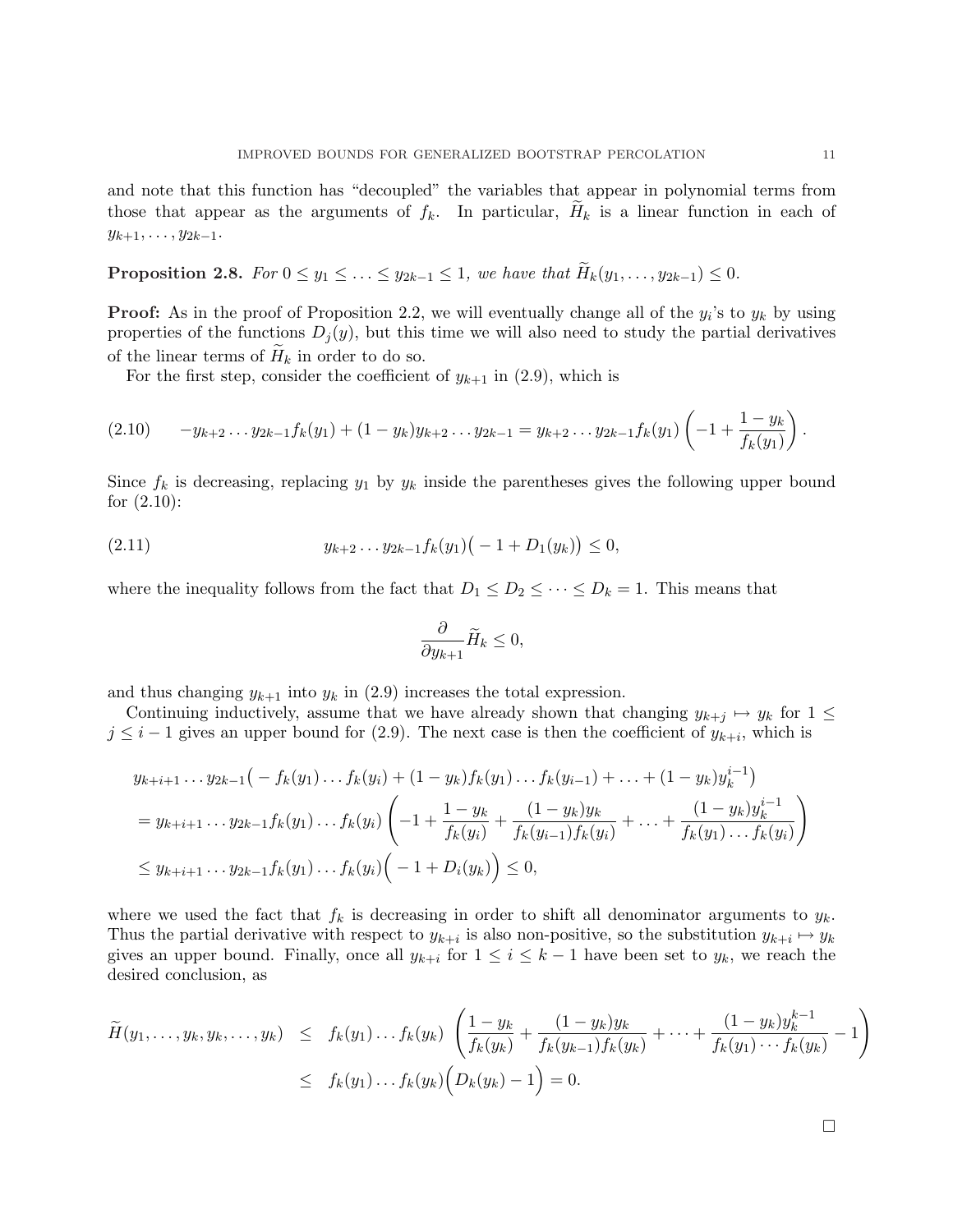and note that this function has "decoupled" the variables that appear in polynomial terms from those that appear as the arguments of $f_k$. In particular, $\widetilde{H}_k$ is a linear function in each of $y_{k+1}, \ldots, y_{2k-1}$.

**Proposition 2.8.** *For $0 \le y_1 \le \ldots \le y_{2k-1} \le 1$, we have that $\widetilde{H}_k(y_1, \ldots, y_{2k-1}) \le 0$.*

**Proof:** As in the proof of Proposition 2.2, we will eventually change all of the $y_i$'s to $y_k$ by using properties of the functions $D_j(y)$, but this time we will also need to study the partial derivatives of the linear terms of $\widetilde{H}_k$ in order to do so.

For the first step, consider the coefficient of $y_{k+1}$ in (2.9), which is

$$-y_{k+2}\ldots y_{2k-1}f_k(y_1) + (1-y_k)y_{k+2}\ldots y_{2k-1} = y_{k+2}\ldots y_{2k-1}f_k(y_1)\left(-1 + \frac{1-y_k}{f_k(y_1)}\right). \tag{2.10}$$

Since $f_k$ is decreasing, replacing $y_1$ by $y_k$ inside the parentheses gives the following upper bound for (2.10):

$$y_{k+2}\ldots y_{2k-1}f_k(y_1)\big(-1 + D_1(y_k)\big) \le 0, \tag{2.11}$$

where the inequality follows from the fact that $D_1 \le D_2 \le \cdots \le D_k = 1$. This means that

$$\frac{\partial}{\partial y_{k+1}}\widetilde{H}_k \le 0,$$

and thus changing $y_{k+1}$ into $y_k$ in (2.9) increases the total expression.

Continuing inductively, assume that we have already shown that changing $y_{k+j} \mapsto y_k$ for $1 \le j \le i-1$ gives an upper bound for (2.9). The next case is then the coefficient of $y_{k+i}$, which is

$$\begin{aligned}
&y_{k+i+1}\ldots y_{2k-1}\big(-f_k(y_1)\ldots f_k(y_i) + (1-y_k)f_k(y_1)\ldots f_k(y_{i-1}) + \ldots + (1-y_k)y_k^{i-1}\big)\\
&= y_{k+i+1}\ldots y_{2k-1}f_k(y_1)\ldots f_k(y_i)\left(-1 + \frac{1-y_k}{f_k(y_i)} + \frac{(1-y_k)y_k}{f_k(y_{i-1})f_k(y_i)} + \ldots + \frac{(1-y_k)y_k^{i-1}}{f_k(y_1)\ldots f_k(y_i)}\right)\\
&\le y_{k+i+1}\ldots y_{2k-1}f_k(y_1)\ldots f_k(y_i)\Big(-1 + D_i(y_k)\Big) \le 0,
\end{aligned}$$

where we used the fact that $f_k$ is decreasing in order to shift all denominator arguments to $y_k$. Thus the partial derivative with respect to $y_{k+i}$ is also non-positive, so the substitution $y_{k+i} \mapsto y_k$ gives an upper bound. Finally, once all $y_{k+i}$ for $1 \le i \le k-1$ have been set to $y_k$, we reach the desired conclusion, as

$$\begin{aligned}
\widetilde{H}(y_1, \ldots, y_k, y_k, \ldots, y_k) &\le f_k(y_1)\ldots f_k(y_k)\left(\frac{1-y_k}{f_k(y_k)} + \frac{(1-y_k)y_k}{f_k(y_{k-1})f_k(y_k)} + \cdots + \frac{(1-y_k)y_k^{k-1}}{f_k(y_1)\cdots f_k(y_k)} - 1\right)\\
&\le f_k(y_1)\ldots f_k(y_k)\Big(D_k(y_k) - 1\Big) = 0.
\end{aligned}$$

□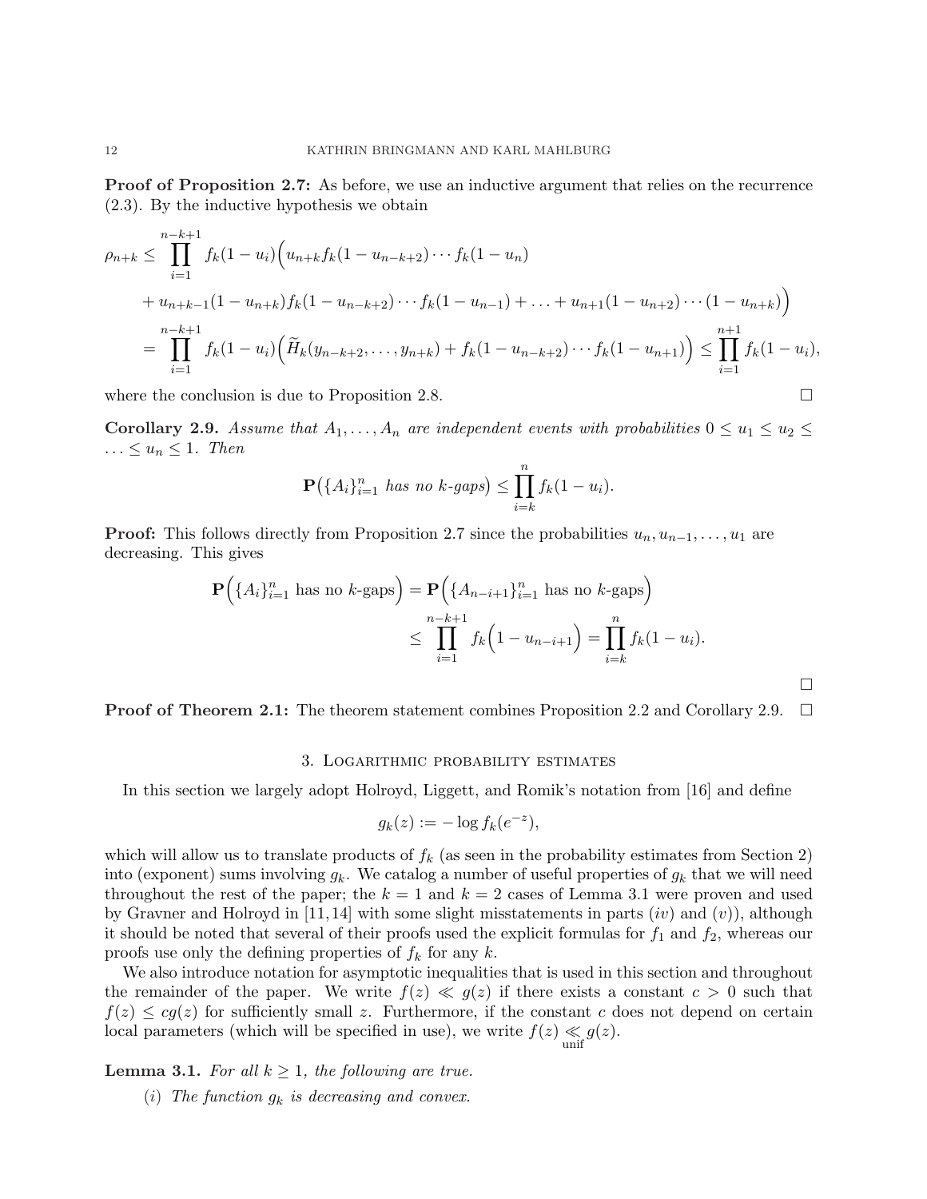**Proof of Proposition 2.7:** As before, we use an inductive argument that relies on the recurrence (2.3). By the inductive hypothesis we obtain

$$
\begin{aligned}
\rho_{n+k} \leq & \prod_{i=1}^{n-k+1} f_k(1-u_i)\Big(u_{n+k} f_k(1-u_{n-k+2}) \cdots f_k(1-u_n) \\
& + u_{n+k-1}(1-u_{n+k}) f_k(1-u_{n-k+2}) \cdots f_k(1-u_{n-1}) + \ldots + u_{n+1}(1-u_{n+2}) \cdots (1-u_{n+k})\Big) \\
= & \prod_{i=1}^{n-k+1} f_k(1-u_i)\Big(\widetilde{H}_k(y_{n-k+2}, \ldots, y_{n+k}) + f_k(1-u_{n-k+2}) \cdots f_k(1-u_{n+1})\Big) \leq \prod_{i=1}^{n+1} f_k(1-u_i),
\end{aligned}
$$

where the conclusion is due to Proposition 2.8. $\square$

**Corollary 2.9.** *Assume that $A_1, \ldots, A_n$ are independent events with probabilities $0 \leq u_1 \leq u_2 \leq \ldots \leq u_n \leq 1$. Then*

$$
\mathbf{P}\big(\{A_i\}_{i=1}^n \text{ has no } k\text{-gaps}\big) \leq \prod_{i=k}^{n} f_k(1-u_i).
$$

**Proof:** This follows directly from Proposition 2.7 since the probabilities $u_n, u_{n-1}, \ldots, u_1$ are decreasing. This gives

$$
\begin{aligned}
\mathbf{P}\Big(\{A_i\}_{i=1}^n \text{ has no } k\text{-gaps}\Big) &= \mathbf{P}\Big(\{A_{n-i+1}\}_{i=1}^n \text{ has no } k\text{-gaps}\Big) \\
&\leq \prod_{i=1}^{n-k+1} f_k\Big(1-u_{n-i+1}\Big) = \prod_{i=k}^{n} f_k(1-u_i).
\end{aligned}
$$

$\square$

**Proof of Theorem 2.1:** The theorem statement combines Proposition 2.2 and Corollary 2.9. $\square$

## 3. Logarithmic probability estimates

In this section we largely adopt Holroyd, Liggett, and Romik's notation from [16] and define

$$
g_k(z) := -\log f_k(e^{-z}),
$$

which will allow us to translate products of $f_k$ (as seen in the probability estimates from Section 2) into (exponent) sums involving $g_k$. We catalog a number of useful properties of $g_k$ that we will need throughout the rest of the paper; the $k = 1$ and $k = 2$ cases of Lemma 3.1 were proven and used by Gravner and Holroyd in [11, 14] with some slight misstatements in parts $(iv)$ and $(v)$), although it should be noted that several of their proofs used the explicit formulas for $f_1$ and $f_2$, whereas our proofs use only the defining properties of $f_k$ for any $k$.

We also introduce notation for asymptotic inequalities that is used in this section and throughout the remainder of the paper. We write $f(z) \ll g(z)$ if there exists a constant $c > 0$ such that $f(z) \leq c g(z)$ for sufficiently small $z$. Furthermore, if the constant $c$ does not depend on certain local parameters (which will be specified in use), we write $f(z) \underset{\text{unif}}{\ll} g(z)$.

**Lemma 3.1.** *For all $k \geq 1$, the following are true.*

(*i*) *The function $g_k$ is decreasing and convex.*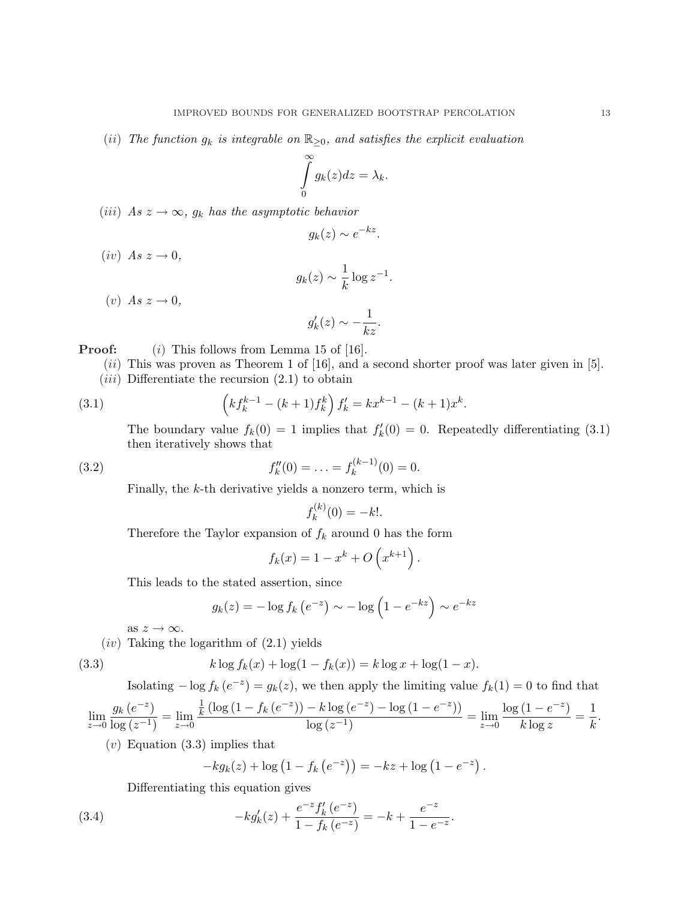(*ii*) *The function $g_k$ is integrable on $\mathbb{R}_{\geq 0}$, and satisfies the explicit evaluation*

$$\int_0^\infty g_k(z)dz = \lambda_k.$$

(*iii*) *As $z \to \infty$, $g_k$ has the asymptotic behavior*

$$g_k(z) \sim e^{-kz}.$$

(*iv*) *As $z \to 0$,*

$$g_k(z) \sim \frac{1}{k}\log z^{-1}.$$

(*v*) *As $z \to 0$,*

$$g_k'(z) \sim -\frac{1}{kz}.$$

**Proof:** (*i*) This follows from Lemma 15 of [16].

(*ii*) This was proven as Theorem 1 of [16], and a second shorter proof was later given in [5].

(*iii*) Differentiate the recursion (2.1) to obtain

$$\left(kf_k^{k-1} - (k+1)f_k^k\right)f_k' = kx^{k-1} - (k+1)x^k. \tag{3.1}$$

The boundary value $f_k(0) = 1$ implies that $f_k'(0) = 0$. Repeatedly differentiating (3.1) then iteratively shows that

$$f_k''(0) = \ldots = f_k^{(k-1)}(0) = 0. \tag{3.2}$$

Finally, the $k$-th derivative yields a nonzero term, which is

$$f_k^{(k)}(0) = -k!.$$

Therefore the Taylor expansion of $f_k$ around 0 has the form

$$f_k(x) = 1 - x^k + O\left(x^{k+1}\right).$$

This leads to the stated assertion, since

$$g_k(z) = -\log f_k\left(e^{-z}\right) \sim -\log\left(1 - e^{-kz}\right) \sim e^{-kz}$$

as $z \to \infty$.

(*iv*) Taking the logarithm of (2.1) yields

$$k\log f_k(x) + \log(1 - f_k(x)) = k\log x + \log(1-x). \tag{3.3}$$

Isolating $-\log f_k\left(e^{-z}\right) = g_k(z)$, we then apply the limiting value $f_k(1) = 0$ to find that

$$\lim_{z\to 0}\frac{g_k\left(e^{-z}\right)}{\log\left(z^{-1}\right)} = \lim_{z\to 0}\frac{\frac{1}{k}\left(\log\left(1 - f_k\left(e^{-z}\right)\right) - k\log\left(e^{-z}\right) - \log\left(1 - e^{-z}\right)\right)}{\log\left(z^{-1}\right)} = \lim_{z\to 0}\frac{\log\left(1 - e^{-z}\right)}{k\log z} = \frac{1}{k}.$$

(*v*) Equation (3.3) implies that

$$-kg_k(z) + \log\left(1 - f_k\left(e^{-z}\right)\right) = -kz + \log\left(1 - e^{-z}\right).$$

Differentiating this equation gives

$$-kg_k'(z) + \frac{e^{-z}f_k'\left(e^{-z}\right)}{1 - f_k\left(e^{-z}\right)} = -k + \frac{e^{-z}}{1 - e^{-z}}. \tag{3.4}$$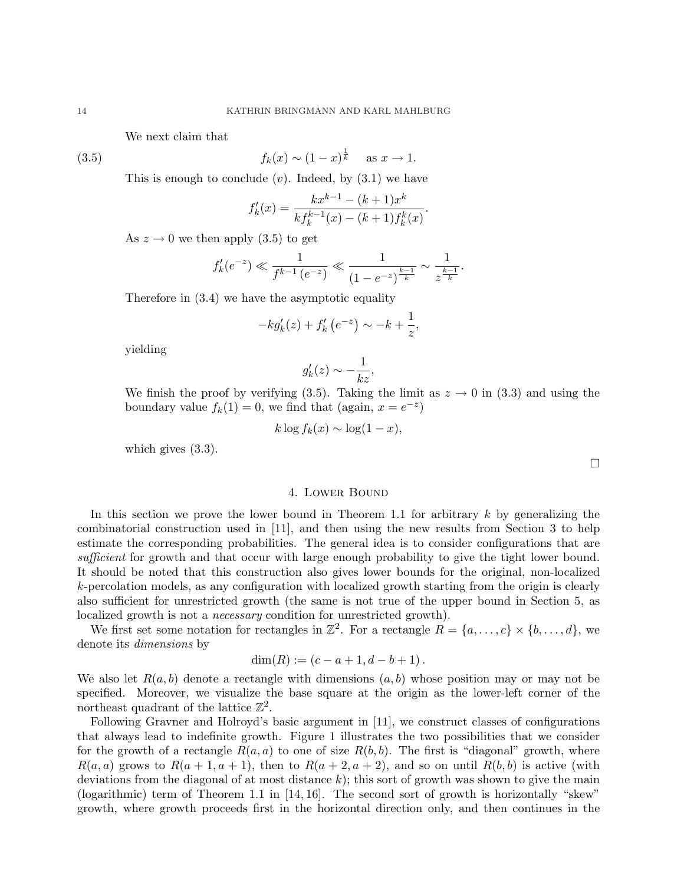We next claim that

$$f_k(x) \sim (1-x)^{\frac{1}{k}} \quad \text{ as } x \to 1. \tag{3.5}$$

This is enough to conclude $(v)$. Indeed, by (3.1) we have

$$f_k'(x) = \frac{kx^{k-1} - (k+1)x^k}{kf_k^{k-1}(x) - (k+1)f_k^k(x)}.$$

As $z \to 0$ we then apply (3.5) to get

$$f_k'(e^{-z}) \ll \frac{1}{f^{k-1}\left(e^{-z}\right)} \ll \frac{1}{\left(1-e^{-z}\right)^{\frac{k-1}{k}}} \sim \frac{1}{z^{\frac{k-1}{k}}}.$$

Therefore in (3.4) we have the asymptotic equality

$$-kg_k'(z) + f_k'\left(e^{-z}\right) \sim -k + \frac{1}{z},$$

yielding

$$g_k'(z) \sim -\frac{1}{kz},$$

We finish the proof by verifying (3.5). Taking the limit as $z \to 0$ in (3.3) and using the boundary value $f_k(1) = 0$, we find that (again, $x = e^{-z}$)

$$k \log f_k(x) \sim \log(1-x),$$

which gives (3.3).

□

## 4. Lower Bound

In this section we prove the lower bound in Theorem 1.1 for arbitrary $k$ by generalizing the combinatorial construction used in [11], and then using the new results from Section 3 to help estimate the corresponding probabilities. The general idea is to consider configurations that are *sufficient* for growth and that occur with large enough probability to give the tight lower bound. It should be noted that this construction also gives lower bounds for the original, non-localized $k$-percolation models, as any configuration with localized growth starting from the origin is clearly also sufficient for unrestricted growth (the same is not true of the upper bound in Section 5, as localized growth is not a *necessary* condition for unrestricted growth).

We first set some notation for rectangles in $\mathbb{Z}^2$. For a rectangle $R = \{a, \ldots, c\} \times \{b, \ldots, d\}$, we denote its *dimensions* by

$$\dim(R) := (c - a + 1, d - b + 1).$$

We also let $R(a, b)$ denote a rectangle with dimensions $(a, b)$ whose position may or may not be specified. Moreover, we visualize the base square at the origin as the lower-left corner of the northeast quadrant of the lattice $\mathbb{Z}^2$.

Following Gravner and Holroyd's basic argument in [11], we construct classes of configurations that always lead to indefinite growth. Figure 1 illustrates the two possibilities that we consider for the growth of a rectangle $R(a, a)$ to one of size $R(b, b)$. The first is "diagonal" growth, where $R(a, a)$ grows to $R(a+1, a+1)$, then to $R(a+2, a+2)$, and so on until $R(b, b)$ is active (with deviations from the diagonal of at most distance $k$); this sort of growth was shown to give the main (logarithmic) term of Theorem 1.1 in [14, 16]. The second sort of growth is horizontally "skew" growth, where growth proceeds first in the horizontal direction only, and then continues in the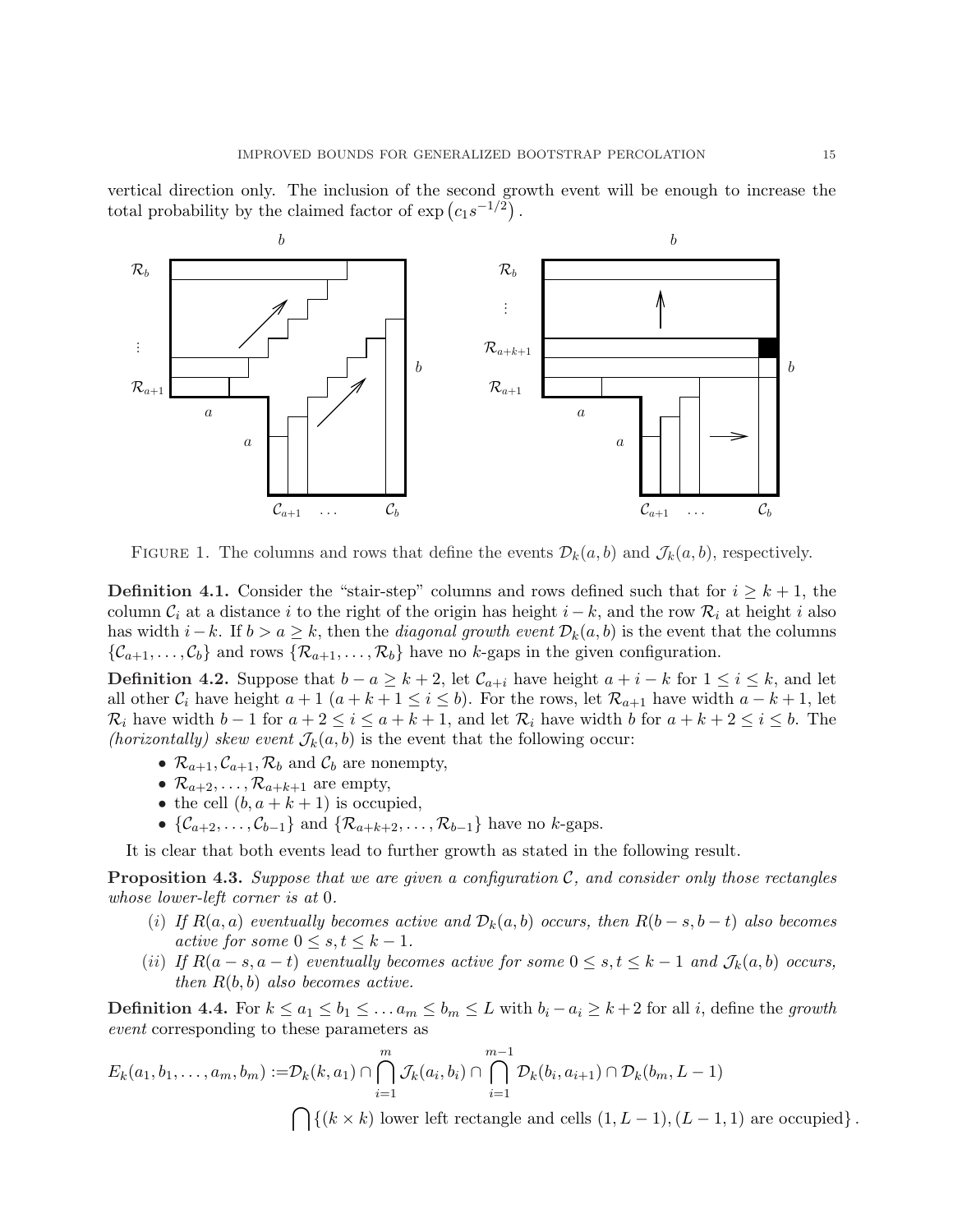vertical direction only. The inclusion of the second growth event will be enough to increase the total probability by the claimed factor of $\exp\left(c_1 s^{-1/2}\right)$.

FIGURE 1. The columns and rows that define the events $\mathcal{D}_k(a,b)$ and $\mathcal{J}_k(a,b)$, respectively.

**Definition 4.1.** Consider the "stair-step" columns and rows defined such that for $i \geq k+1$, the column $\mathcal{C}_i$ at a distance $i$ to the right of the origin has height $i-k$, and the row $\mathcal{R}_i$ at height $i$ also has width $i-k$. If $b > a \geq k$, then the *diagonal growth event* $\mathcal{D}_k(a,b)$ is the event that the columns $\{\mathcal{C}_{a+1}, \ldots, \mathcal{C}_b\}$ and rows $\{\mathcal{R}_{a+1}, \ldots, \mathcal{R}_b\}$ have no $k$-gaps in the given configuration.

**Definition 4.2.** Suppose that $b - a \geq k+2$, let $\mathcal{C}_{a+i}$ have height $a+i-k$ for $1 \leq i \leq k$, and let all other $\mathcal{C}_i$ have height $a+1$ $(a+k+1 \leq i \leq b)$. For the rows, let $\mathcal{R}_{a+1}$ have width $a-k+1$, let $\mathcal{R}_i$ have width $b-1$ for $a+2 \leq i \leq a+k+1$, and let $\mathcal{R}_i$ have width $b$ for $a+k+2 \leq i \leq b$. The *(horizontally) skew event* $\mathcal{J}_k(a,b)$ is the event that the following occur:

- $\mathcal{R}_{a+1}, \mathcal{C}_{a+1}, \mathcal{R}_b$ and $\mathcal{C}_b$ are nonempty,
- $\mathcal{R}_{a+2}, \ldots, \mathcal{R}_{a+k+1}$ are empty,
- the cell $(b, a+k+1)$ is occupied,
- $\{\mathcal{C}_{a+2}, \ldots, \mathcal{C}_{b-1}\}$ and $\{\mathcal{R}_{a+k+2}, \ldots, \mathcal{R}_{b-1}\}$ have no $k$-gaps.

It is clear that both events lead to further growth as stated in the following result.

**Proposition 4.3.** *Suppose that we are given a configuration $\mathcal{C}$, and consider only those rectangles whose lower-left corner is at 0.*

(i) *If $R(a,a)$ eventually becomes active and $\mathcal{D}_k(a,b)$ occurs, then $R(b-s, b-t)$ also becomes active for some $0 \leq s, t \leq k-1$.*

(ii) *If $R(a-s, a-t)$ eventually becomes active for some $0 \leq s,t \leq k-1$ and $\mathcal{J}_k(a,b)$ occurs, then $R(b,b)$ also becomes active.*

**Definition 4.4.** For $k \leq a_1 \leq b_1 \leq \ldots a_m \leq b_m \leq L$ with $b_i - a_i \geq k+2$ for all $i$, define the *growth event* corresponding to these parameters as

$$E_k(a_1, b_1, \ldots, a_m, b_m) := \mathcal{D}_k(k, a_1) \cap \bigcap_{i=1}^{m} \mathcal{J}_k(a_i, b_i) \cap \bigcap_{i=1}^{m-1} \mathcal{D}_k(b_i, a_{i+1}) \cap \mathcal{D}_k(b_m, L-1)$$

$$\bigcap \{(k \times k) \text{ lower left rectangle and cells } (1, L-1), (L-1, 1) \text{ are occupied}\}.$$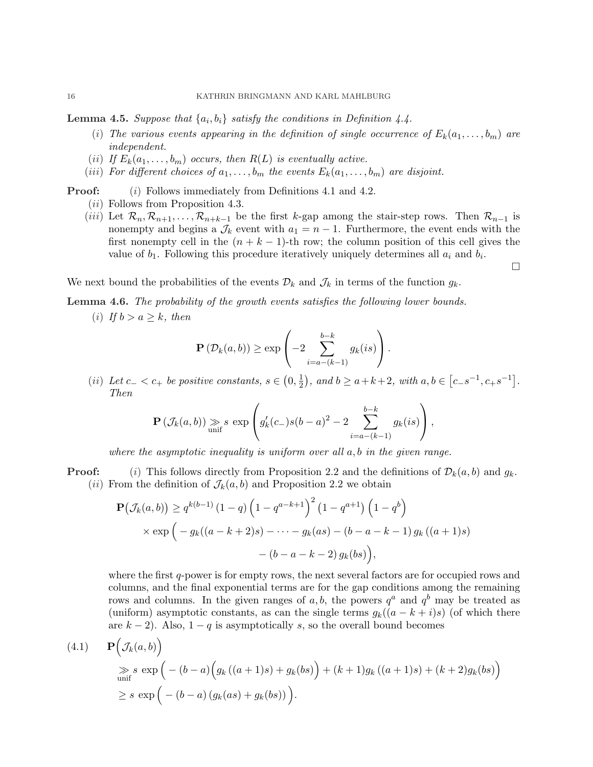**Lemma 4.5.** *Suppose that $\{a_i, b_i\}$ satisfy the conditions in Definition 4.4.*

- $(i)$ *The various events appearing in the definition of single occurrence of $E_k(a_1, \dots, b_m)$ are independent.*
- $(ii)$ *If $E_k(a_1, \dots, b_m)$ occurs, then $R(L)$ is eventually active.*
- $(iii)$ *For different choices of $a_1, \dots, b_m$ the events $E_k(a_1, \dots, b_m)$ are disjoint.*

**Proof:** $(i)$ Follows immediately from Definitions 4.1 and 4.2.

$(ii)$ Follows from Proposition 4.3.

$(iii)$ Let $\mathcal{R}_n, \mathcal{R}_{n+1}, \dots, \mathcal{R}_{n+k-1}$ be the first $k$-gap among the stair-step rows. Then $\mathcal{R}_{n-1}$ is nonempty and begins a $\mathcal{J}_k$ event with $a_1 = n-1$. Furthermore, the event ends with the first nonempty cell in the $(n+k-1)$-th row; the column position of this cell gives the value of $b_1$. Following this procedure iteratively uniquely determines all $a_i$ and $b_i$. $\square$

We next bound the probabilities of the events $\mathcal{D}_k$ and $\mathcal{J}_k$ in terms of the function $g_k$.

**Lemma 4.6.** *The probability of the growth events satisfies the following lower bounds.*

$(i)$ *If $b > a \geq k$, then*

$$\mathbf{P}\left(\mathcal{D}_k(a,b)\right) \geq \exp\left(-2\sum_{i=a-(k-1)}^{b-k} g_k(is)\right).$$

$(ii)$ *Let $c_- < c_+$ be positive constants, $s \in \left(0, \frac{1}{2}\right)$, and $b \geq a+k+2$, with $a, b \in \left[c_- s^{-1}, c_+ s^{-1}\right]$. Then*

$$\mathbf{P}\left(\mathcal{J}_k(a,b)\right) \underset{\text{unif}}{\gg} s\, \exp\left(g_k'(c_-)s(b-a)^2 - 2\sum_{i=a-(k-1)}^{b-k} g_k(is)\right),$$

*where the asymptotic inequality is uniform over all $a, b$ in the given range.*

**Proof:** $(i)$ This follows directly from Proposition 2.2 and the definitions of $\mathcal{D}_k(a,b)$ and $g_k$.

$(ii)$ From the definition of $\mathcal{J}_k(a,b)$ and Proposition 2.2 we obtain

$$\begin{aligned}\mathbf{P}\big(\mathcal{J}_k(a,b)\big) \geq\, & q^{k(b-1)}\left(1-q\right)\left(1-q^{a-k+1}\right)^2\left(1-q^{a+1}\right)\left(1-q^b\right) \\ & \times \exp\Big(-g_k((a-k+2)s) - \cdots - g_k(as) - (b-a-k-1)\, g_k\left((a+1)s\right) \\ & \qquad - (b-a-k-2)\, g_k(bs)\Big),\end{aligned}$$

where the first $q$-power is for empty rows, the next several factors are for occupied rows and columns, and the final exponential terms are for the gap conditions among the remaining rows and columns. In the given ranges of $a, b$, the powers $q^a$ and $q^b$ may be treated as (uniform) asymptotic constants, as can the single terms $g_k((a-k+i)s)$ (of which there are $k-2$). Also, $1-q$ is asymptotically $s$, so the overall bound becomes

$$\begin{aligned}(4.1)\qquad & \mathbf{P}\Big(\mathcal{J}_k(a,b)\Big) \\ & \underset{\text{unif}}{\gg} s\, \exp\Big(-(b-a)\Big(g_k\left((a+1)s\right) + g_k(bs)\Big) + (k+1)g_k\left((a+1)s\right) + (k+2)g_k(bs)\Big) \\ & \geq s\, \exp\Big(-(b-a)\left(g_k(as) + g_k(bs)\right)\Big).\end{aligned}$$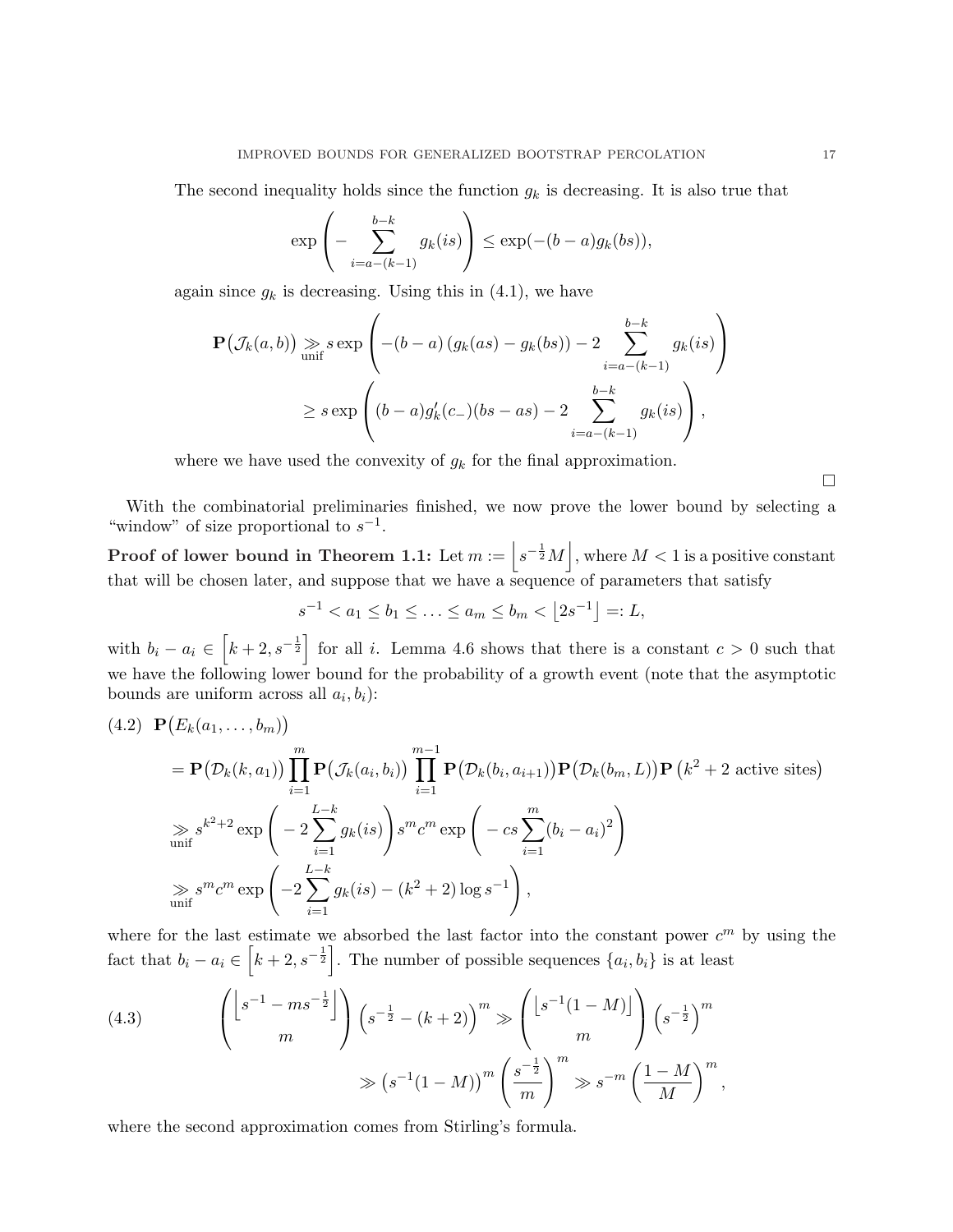The second inequality holds since the function $g_k$ is decreasing. It is also true that

$$\exp\left(-\sum_{i=a-(k-1)}^{b-k} g_k(is)\right) \le \exp(-(b-a)g_k(bs)),$$

again since $g_k$ is decreasing. Using this in (4.1), we have

$$\begin{aligned}
\mathbf{P}\big(\mathcal{J}_k(a,b)\big) &\underset{\text{unif}}{\gg} s \exp\left(-(b-a)\left(g_k(as) - g_k(bs)\right) - 2\sum_{i=a-(k-1)}^{b-k} g_k(is)\right) \\
&\ge s \exp\left((b-a)g_k'(c_-)(bs-as) - 2\sum_{i=a-(k-1)}^{b-k} g_k(is)\right),
\end{aligned}$$

where we have used the convexity of $g_k$ for the final approximation.

□

With the combinatorial preliminaries finished, we now prove the lower bound by selecting a "window" of size proportional to $s^{-1}$.

**Proof of lower bound in Theorem 1.1:** Let $m := \left\lfloor s^{-\frac{1}{2}} M \right\rfloor$, where $M < 1$ is a positive constant that will be chosen later, and suppose that we have a sequence of parameters that satisfy

$$s^{-1} < a_1 \le b_1 \le \ldots \le a_m \le b_m < \left\lfloor 2s^{-1} \right\rfloor =: L,$$

with $b_i - a_i \in \left[k+2, s^{-\frac{1}{2}}\right]$ for all $i$. Lemma 4.6 shows that there is a constant $c > 0$ such that we have the following lower bound for the probability of a growth event (note that the asymptotic bounds are uniform across all $a_i, b_i$):

$$\begin{aligned}
(4.2)\quad &\mathbf{P}\big(E_k(a_1,\ldots,b_m)\big) \\
&= \mathbf{P}\big(\mathcal{D}_k(k,a_1)\big)\prod_{i=1}^{m}\mathbf{P}\big(\mathcal{J}_k(a_i,b_i)\big)\prod_{i=1}^{m-1}\mathbf{P}\big(\mathcal{D}_k(b_i,a_{i+1})\big)\mathbf{P}\big(\mathcal{D}_k(b_m,L)\big)\mathbf{P}\left(k^2+2 \text{ active sites}\right) \\
&\underset{\text{unif}}{\gg} s^{k^2+2}\exp\left(-2\sum_{i=1}^{L-k} g_k(is)\right) s^m c^m \exp\left(-cs\sum_{i=1}^{m}(b_i-a_i)^2\right) \\
&\underset{\text{unif}}{\gg} s^m c^m \exp\left(-2\sum_{i=1}^{L-k} g_k(is) - (k^2+2)\log s^{-1}\right),
\end{aligned}$$

where for the last estimate we absorbed the last factor into the constant power $c^m$ by using the fact that $b_i - a_i \in \left[k+2, s^{-\frac{1}{2}}\right]$. The number of possible sequences $\{a_i, b_i\}$ is at least

$$\begin{aligned}
(4.3)\qquad \binom{\left\lfloor s^{-1} - ms^{-\frac{1}{2}} \right\rfloor}{m}\left(s^{-\frac{1}{2}} - (k+2)\right)^m &\gg \binom{\left\lfloor s^{-1}(1-M) \right\rfloor}{m}\left(s^{-\frac{1}{2}}\right)^m \\
&\gg \left(s^{-1}(1-M)\right)^m\left(\frac{s^{-\frac{1}{2}}}{m}\right)^m \gg s^{-m}\left(\frac{1-M}{M}\right)^m,
\end{aligned}$$

where the second approximation comes from Stirling's formula.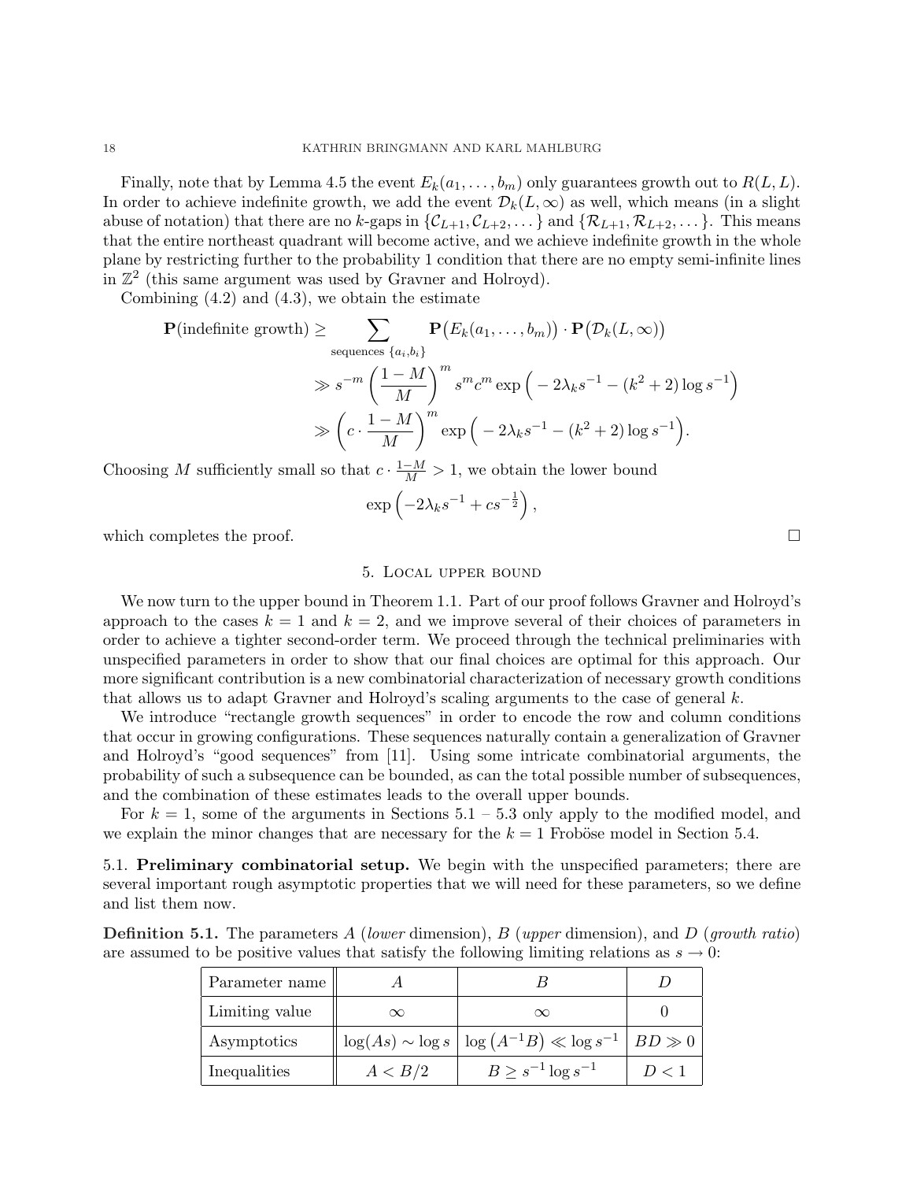Finally, note that by Lemma 4.5 the event $E_k(a_1, \dots, b_m)$ only guarantees growth out to $R(L, L)$. In order to achieve indefinite growth, we add the event $\mathcal{D}_k(L, \infty)$ as well, which means (in a slight abuse of notation) that there are no $k$-gaps in $\{\mathcal{C}_{L+1}, \mathcal{C}_{L+2}, \dots\}$ and $\{\mathcal{R}_{L+1}, \mathcal{R}_{L+2}, \dots\}$. This means that the entire northeast quadrant will become active, and we achieve indefinite growth in the whole plane by restricting further to the probability 1 condition that there are no empty semi-infinite lines in $\mathbb{Z}^2$ (this same argument was used by Gravner and Holroyd).

Combining (4.2) and (4.3), we obtain the estimate

$$\begin{aligned}
\mathbf{P}(\text{indefinite growth}) &\geq \sum_{\text{sequences } \{a_i, b_i\}} \mathbf{P}\big(E_k(a_1, \dots, b_m)\big) \cdot \mathbf{P}\big(\mathcal{D}_k(L, \infty)\big) \\
&\gg s^{-m} \left(\frac{1-M}{M}\right)^m s^m c^m \exp\Big(-2\lambda_k s^{-1} - (k^2+2)\log s^{-1}\Big) \\
&\gg \left(c \cdot \frac{1-M}{M}\right)^m \exp\Big(-2\lambda_k s^{-1} - (k^2+2)\log s^{-1}\Big).
\end{aligned}$$

Choosing $M$ sufficiently small so that $c \cdot \frac{1-M}{M} > 1$, we obtain the lower bound

$$\exp\left(-2\lambda_k s^{-1} + c s^{-\frac{1}{2}}\right),$$

which completes the proof. □

## 5. Local upper bound

We now turn to the upper bound in Theorem 1.1. Part of our proof follows Gravner and Holroyd's approach to the cases $k = 1$ and $k = 2$, and we improve several of their choices of parameters in order to achieve a tighter second-order term. We proceed through the technical preliminaries with unspecified parameters in order to show that our final choices are optimal for this approach. Our more significant contribution is a new combinatorial characterization of necessary growth conditions that allows us to adapt Gravner and Holroyd's scaling arguments to the case of general $k$.

We introduce "rectangle growth sequences" in order to encode the row and column conditions that occur in growing configurations. These sequences naturally contain a generalization of Gravner and Holroyd's "good sequences" from [11]. Using some intricate combinatorial arguments, the probability of such a subsequence can be bounded, as can the total possible number of subsequences, and the combination of these estimates leads to the overall upper bounds.

For $k = 1$, some of the arguments in Sections 5.1 – 5.3 only apply to the modified model, and we explain the minor changes that are necessary for the $k = 1$ Froböse model in Section 5.4.

**5.1. Preliminary combinatorial setup.** We begin with the unspecified parameters; there are several important rough asymptotic properties that we will need for these parameters, so we define and list them now.

**Definition 5.1.** The parameters $A$ (*lower* dimension), $B$ (*upper* dimension), and $D$ (*growth ratio*) are assumed to be positive values that satisfy the following limiting relations as $s \to 0$:

| Parameter name | $A$ | $B$ | $D$ |
|---|---|---|---|
| Limiting value | $\infty$ | $\infty$ | $0$ |
| Asymptotics | $\log(As) \sim \log s$ | $\log\left(A^{-1}B\right) \ll \log s^{-1}$ | $BD \gg 0$ |
| Inequalities | $A < B/2$ | $B \geq s^{-1}\log s^{-1}$ | $D < 1$ |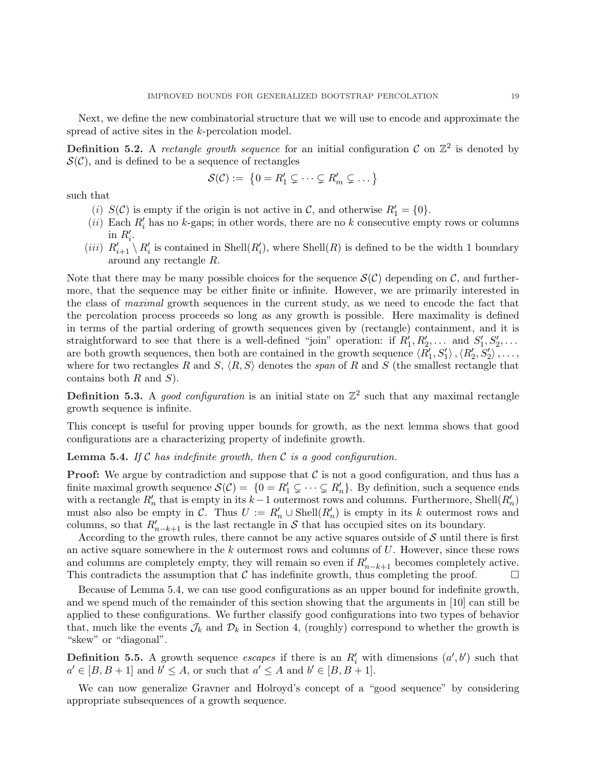Next, we define the new combinatorial structure that we will use to encode and approximate the spread of active sites in the $k$-percolation model.

**Definition 5.2.** A *rectangle growth sequence* for an initial configuration $\mathcal{C}$ on $\mathbb{Z}^2$ is denoted by $\mathcal{S}(\mathcal{C})$, and is defined to be a sequence of rectangles

$$\mathcal{S}(\mathcal{C}) := \left\{0 = R'_1 \subsetneq \cdots \subsetneq R'_m \subsetneq \dots\right\}$$

such that

- $(i)$ $S(\mathcal{C})$ is empty if the origin is not active in $\mathcal{C}$, and otherwise $R'_1 = \{0\}$.
- $(ii)$ Each $R'_i$ has no $k$-gaps; in other words, there are no $k$ consecutive empty rows or columns in $R'_i$.
- $(iii)$ $R'_{i+1} \setminus R'_i$ is contained in $\text{Shell}(R'_i)$, where $\text{Shell}(R)$ is defined to be the width 1 boundary around any rectangle $R$.

Note that there may be many possible choices for the sequence $\mathcal{S}(\mathcal{C})$ depending on $\mathcal{C}$, and furthermore, that the sequence may be either finite or infinite. However, we are primarily interested in the class of *maximal* growth sequences in the current study, as we need to encode the fact that the percolation process proceeds so long as any growth is possible. Here maximality is defined in terms of the partial ordering of growth sequences given by (rectangle) containment, and it is straightforward to see that there is a well-defined "join" operation: if $R'_1, R'_2, \dots$ and $S'_1, S'_2, \dots$ are both growth sequences, then both are contained in the growth sequence $\langle R'_1, S'_1\rangle, \langle R'_2, S'_2\rangle, \dots$, where for two rectangles $R$ and $S$, $\langle R, S\rangle$ denotes the *span* of $R$ and $S$ (the smallest rectangle that contains both $R$ and $S$).

**Definition 5.3.** A *good configuration* is an initial state on $\mathbb{Z}^2$ such that any maximal rectangle growth sequence is infinite.

This concept is useful for proving upper bounds for growth, as the next lemma shows that good configurations are a characterizing property of indefinite growth.

**Lemma 5.4.** *If $\mathcal{C}$ has indefinite growth, then $\mathcal{C}$ is a good configuration.*

**Proof:** We argue by contradiction and suppose that $\mathcal{C}$ is not a good configuration, and thus has a finite maximal growth sequence $\mathcal{S}(\mathcal{C}) = \{0 = R'_1 \subsetneq \cdots \subsetneq R'_n\}$. By definition, such a sequence ends with a rectangle $R'_n$ that is empty in its $k-1$ outermost rows and columns. Furthermore, $\text{Shell}(R'_n)$ must also also be empty in $\mathcal{C}$. Thus $U := R'_n \cup \text{Shell}(R'_n)$ is empty in its $k$ outermost rows and columns, so that $R'_{n-k+1}$ is the last rectangle in $\mathcal{S}$ that has occupied sites on its boundary.

According to the growth rules, there cannot be any active squares outside of $\mathcal{S}$ until there is first an active square somewhere in the $k$ outermost rows and columns of $U$. However, since these rows and columns are completely empty, they will remain so even if $R'_{n-k+1}$ becomes completely active. This contradicts the assumption that $\mathcal{C}$ has indefinite growth, thus completing the proof. $\square$

Because of Lemma 5.4, we can use good configurations as an upper bound for indefinite growth, and we spend much of the remainder of this section showing that the arguments in [10] can still be applied to these configurations. We further classify good configurations into two types of behavior that, much like the events $\mathcal{J}_k$ and $\mathcal{D}_k$ in Section 4, (roughly) correspond to whether the growth is "skew" or "diagonal".

**Definition 5.5.** A growth sequence *escapes* if there is an $R'_i$ with dimensions $(a', b')$ such that $a' \in [B, B+1]$ and $b' \leq A$, or such that $a' \leq A$ and $b' \in [B, B+1]$.

We can now generalize Gravner and Holroyd's concept of a "good sequence" by considering appropriate subsequences of a growth sequence.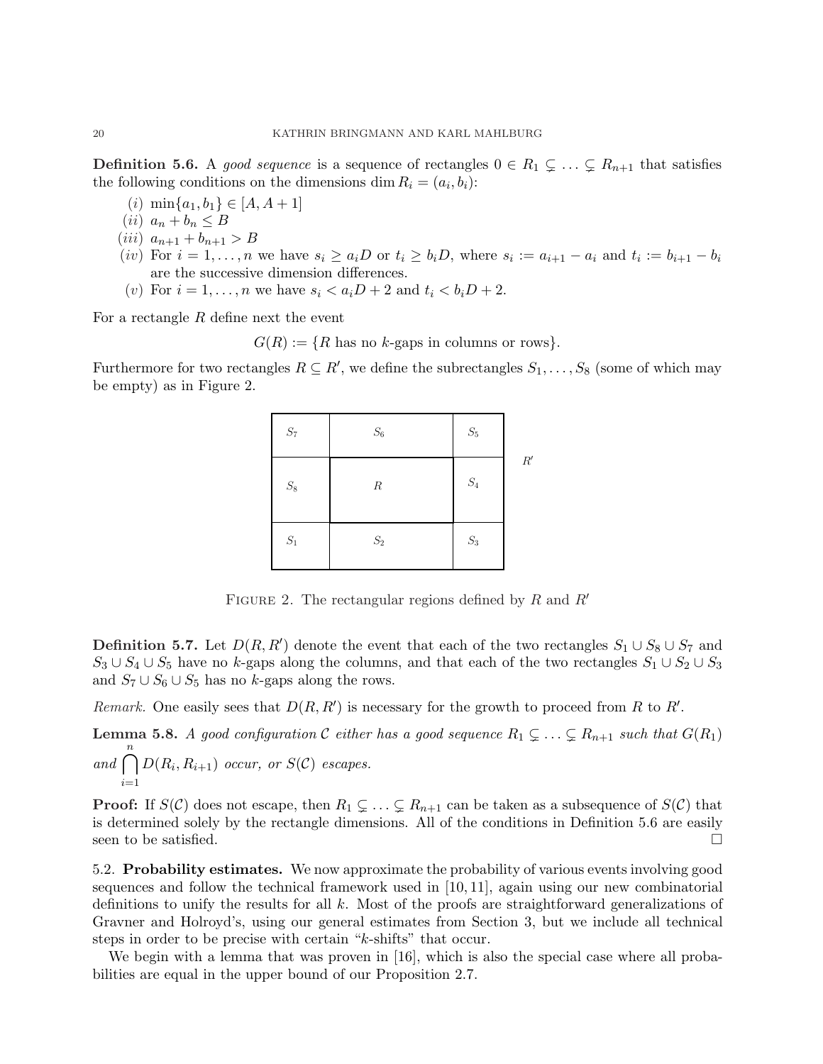**Definition 5.6.** A *good sequence* is a sequence of rectangles $0 \in R_1 \subsetneq \ldots \subsetneq R_{n+1}$ that satisfies the following conditions on the dimensions $\dim R_i = (a_i, b_i)$:

- $(i)$ $\min\{a_1, b_1\} \in [A, A+1]$
- $(ii)$ $a_n + b_n \leq B$
- $(iii)$ $a_{n+1} + b_{n+1} > B$
- $(iv)$ For $i = 1, \ldots, n$ we have $s_i \geq a_i D$ or $t_i \geq b_i D$, where $s_i := a_{i+1} - a_i$ and $t_i := b_{i+1} - b_i$ are the successive dimension differences.
- $(v)$ For $i = 1, \ldots, n$ we have $s_i < a_i D + 2$ and $t_i < b_i D + 2$.

For a rectangle $R$ define next the event

$$G(R) := \{R \text{ has no } k\text{-gaps in columns or rows}\}.$$

Furthermore for two rectangles $R \subseteq R'$, we define the subrectangles $S_1, \ldots, S_8$ (some of which may be empty) as in Figure 2.

| $S_7$ | $S_6$ | $S_5$ |
|---|---|---|
| $S_8$ | $R$ | $S_4$ |
| $S_1$ | $S_2$ | $S_3$ |

$R'$

Figure 2. The rectangular regions defined by $R$ and $R'$

**Definition 5.7.** Let $D(R, R')$ denote the event that each of the two rectangles $S_1 \cup S_8 \cup S_7$ and $S_3 \cup S_4 \cup S_5$ have no $k$-gaps along the columns, and that each of the two rectangles $S_1 \cup S_2 \cup S_3$ and $S_7 \cup S_6 \cup S_5$ has no $k$-gaps along the rows.

*Remark.* One easily sees that $D(R, R')$ is necessary for the growth to proceed from $R$ to $R'$.

**Lemma 5.8.** *A good configuration $\mathcal{C}$ either has a good sequence $R_1 \subsetneq \ldots \subsetneq R_{n+1}$ such that $G(R_1)$ and $\bigcap_{i=1}^{n} D(R_i, R_{i+1})$ occur, or $S(\mathcal{C})$ escapes.*

**Proof:** If $S(\mathcal{C})$ does not escape, then $R_1 \subsetneq \ldots \subsetneq R_{n+1}$ can be taken as a subsequence of $S(\mathcal{C})$ that is determined solely by the rectangle dimensions. All of the conditions in Definition 5.6 are easily seen to be satisfied. $\square$

5.2. **Probability estimates.** We now approximate the probability of various events involving good sequences and follow the technical framework used in [10, 11], again using our new combinatorial definitions to unify the results for all $k$. Most of the proofs are straightforward generalizations of Gravner and Holroyd's, using our general estimates from Section 3, but we include all technical steps in order to be precise with certain "$k$-shifts" that occur.

We begin with a lemma that was proven in [16], which is also the special case where all probabilities are equal in the upper bound of our Proposition 2.7.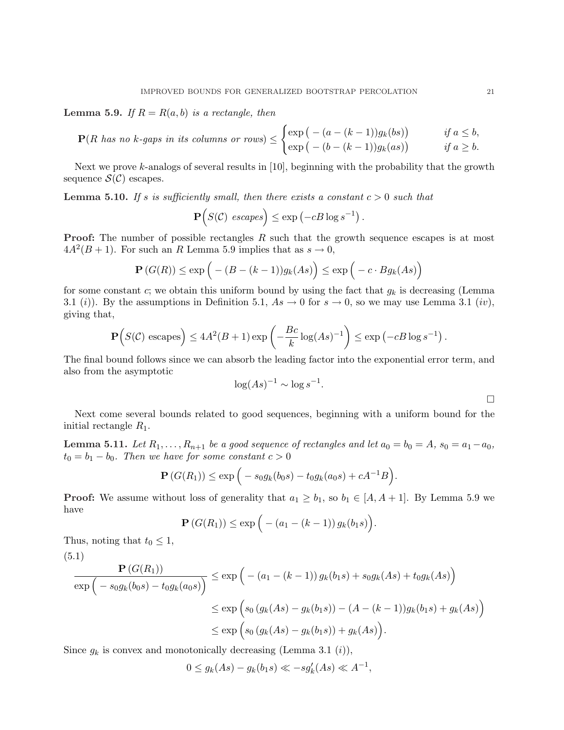**Lemma 5.9.** *If $R = R(a, b)$ is a rectangle, then*

$$\mathbf{P}(R \text{ has no } k\text{-gaps in its columns or rows}) \leq \begin{cases} \exp\big(-(a-(k-1))g_k(bs)\big) & \text{if } a \leq b, \\ \exp\big(-(b-(k-1))g_k(as)\big) & \text{if } a \geq b. \end{cases}$$

Next we prove $k$-analogs of several results in [10], beginning with the probability that the growth sequence $\mathcal{S}(\mathcal{C})$ escapes.

**Lemma 5.10.** *If $s$ is sufficiently small, then there exists a constant $c > 0$ such that*

$$\mathbf{P}\Big(S(\mathcal{C}) \text{ escapes}\Big) \leq \exp\left(-cB\log s^{-1}\right).$$

**Proof:** The number of possible rectangles $R$ such that the growth sequence escapes is at most $4A^2(B+1)$. For such an $R$ Lemma 5.9 implies that as $s \to 0$,

$$\mathbf{P}\left(G(R)\right) \leq \exp\Big(-(B-(k-1))g_k(As)\Big) \leq \exp\Big(-c\cdot Bg_k(As)\Big)$$

for some constant $c$; we obtain this uniform bound by using the fact that $g_k$ is decreasing (Lemma 3.1 $(i)$). By the assumptions in Definition 5.1, $As \to 0$ for $s \to 0$, so we may use Lemma 3.1 $(iv)$, giving that,

$$\mathbf{P}\Big(S(\mathcal{C}) \text{ escapes}\Big) \leq 4A^2(B+1)\exp\left(-\frac{Bc}{k}\log(As)^{-1}\right) \leq \exp\left(-cB\log s^{-1}\right).$$

The final bound follows since we can absorb the leading factor into the exponential error term, and also from the asymptotic

$$\log(As)^{-1} \sim \log s^{-1}.$$

□

Next come several bounds related to good sequences, beginning with a uniform bound for the initial rectangle $R_1$.

**Lemma 5.11.** *Let $R_1, \ldots, R_{n+1}$ be a good sequence of rectangles and let $a_0 = b_0 = A$, $s_0 = a_1 - a_0$, $t_0 = b_1 - b_0$. Then we have for some constant $c > 0$*

$$\mathbf{P}\left(G(R_1)\right) \leq \exp\Big(-s_0 g_k(b_0 s) - t_0 g_k(a_0 s) + cA^{-1}B\Big).$$

**Proof:** We assume without loss of generality that $a_1 \geq b_1$, so $b_1 \in [A, A+1]$. By Lemma 5.9 we have

$$\mathbf{P}\left(G(R_1)\right) \leq \exp\Big(-\left(a_1 - (k-1)\right)g_k(b_1 s)\Big).$$

Thus, noting that $t_0 \leq 1$,

(5.1)

$$\begin{aligned}
\frac{\mathbf{P}\left(G(R_1)\right)}{\exp\Big(-s_0 g_k(b_0 s) - t_0 g_k(a_0 s)\Big)} &\leq \exp\Big(-\left(a_1 - (k-1)\right)g_k(b_1 s) + s_0 g_k(As) + t_0 g_k(As)\Big) \\
&\leq \exp\Big(s_0\left(g_k(As) - g_k(b_1 s)\right) - (A-(k-1))g_k(b_1 s) + g_k(As)\Big) \\
&\leq \exp\Big(s_0\left(g_k(As) - g_k(b_1 s)\right) + g_k(As)\Big).
\end{aligned}$$

Since $g_k$ is convex and monotonically decreasing (Lemma 3.1 $(i)$),

$$0 \leq g_k(As) - g_k(b_1 s) \ll -sg_k'(As) \ll A^{-1},$$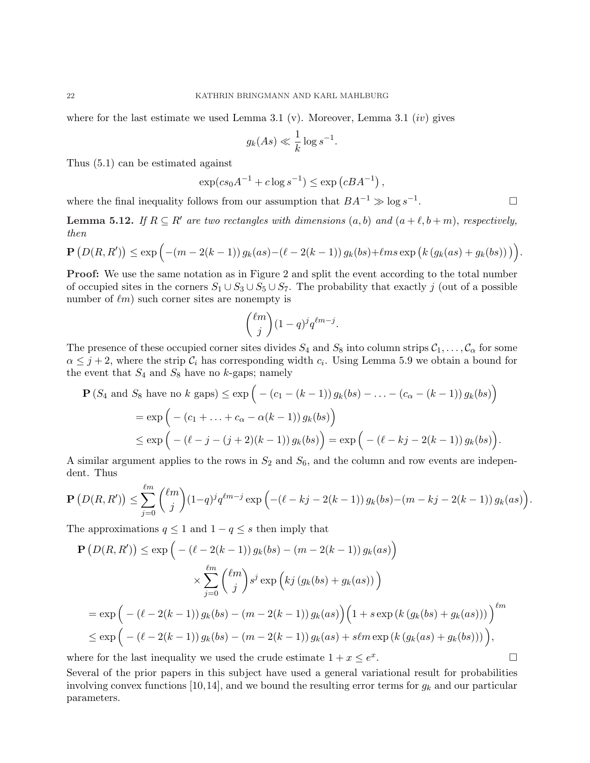where for the last estimate we used Lemma 3.1 (v). Moreover, Lemma 3.1 (*iv*) gives

$$g_k(As) \ll \frac{1}{k} \log s^{-1}.$$

Thus (5.1) can be estimated against

$$\exp(cs_0 A^{-1} + c \log s^{-1}) \leq \exp\left(cBA^{-1}\right),$$

where the final inequality follows from our assumption that $BA^{-1} \gg \log s^{-1}$. $\square$

**Lemma 5.12.** *If $R \subseteq R'$ are two rectangles with dimensions $(a, b)$ and $(a+\ell, b+m)$, respectively, then*

$$\mathbf{P}\left(D(R,R')\right) \leq \exp\Big(-(m-2(k-1))\, g_k(as) - (\ell-2(k-1))\, g_k(bs) + \ell m s \exp\big(k\left(g_k(as)+g_k(bs)\right)\big)\Big).$$

**Proof:** We use the same notation as in Figure 2 and split the event according to the total number of occupied sites in the corners $S_1 \cup S_3 \cup S_5 \cup S_7$. The probability that exactly $j$ (out of a possible number of $\ell m$) such corner sites are nonempty is

$$\binom{\ell m}{j}(1-q)^j q^{\ell m - j}.$$

The presence of these occupied corner sites divides $S_4$ and $S_8$ into column strips $\mathcal{C}_1, \ldots, \mathcal{C}_\alpha$ for some $\alpha \leq j+2$, where the strip $\mathcal{C}_i$ has corresponding width $c_i$. Using Lemma 5.9 we obtain a bound for the event that $S_4$ and $S_8$ have no $k$-gaps; namely

$$\begin{aligned}
\mathbf{P}\left(S_4 \text{ and } S_8 \text{ have no } k \text{ gaps}\right) &\leq \exp\Big(-\left(c_1-(k-1)\right) g_k(bs) - \ldots - \left(c_\alpha - (k-1)\right) g_k(bs)\Big) \\
&= \exp\Big(-\left(c_1 + \ldots + c_\alpha - \alpha(k-1)\right) g_k(bs)\Big) \\
&\leq \exp\Big(-\left(\ell - j - (j+2)(k-1)\right) g_k(bs)\Big) = \exp\Big(-\left(\ell - kj - 2(k-1)\right) g_k(bs)\Big).
\end{aligned}$$

A similar argument applies to the rows in $S_2$ and $S_6$, and the column and row events are independent. Thus

$$\mathbf{P}\left(D(R,R')\right) \leq \sum_{j=0}^{\ell m} \binom{\ell m}{j}(1-q)^j q^{\ell m - j} \exp\Big(-\left(\ell - kj - 2(k-1)\right) g_k(bs) - \left(m - kj - 2(k-1)\right) g_k(as)\Big).$$

The approximations $q \leq 1$ and $1-q \leq s$ then imply that

$$\begin{aligned}
\mathbf{P}\left(D(R,R')\right) &\leq \exp\Big(-\left(\ell - 2(k-1)\right) g_k(bs) - \left(m - 2(k-1)\right) g_k(as)\Big) \\
&\qquad \times \sum_{j=0}^{\ell m} \binom{\ell m}{j} s^j \exp\Big(kj\left(g_k(bs) + g_k(as)\right)\Big) \\
&= \exp\Big(-\left(\ell - 2(k-1)\right) g_k(bs) - \left(m - 2(k-1)\right) g_k(as)\Big)\Big(1 + s\exp\left(k\left(g_k(bs)+g_k(as)\right)\right)\Big)^{\ell m} \\
&\leq \exp\Big(-\left(\ell - 2(k-1)\right) g_k(bs) - \left(m - 2(k-1)\right) g_k(as) + s\ell m \exp\left(k\left(g_k(as)+g_k(bs)\right)\right)\Big),
\end{aligned}$$

where for the last inequality we used the crude estimate $1 + x \leq e^x$. $\square$

Several of the prior papers in this subject have used a general variational result for probabilities involving convex functions [10,14], and we bound the resulting error terms for $g_k$ and our particular parameters.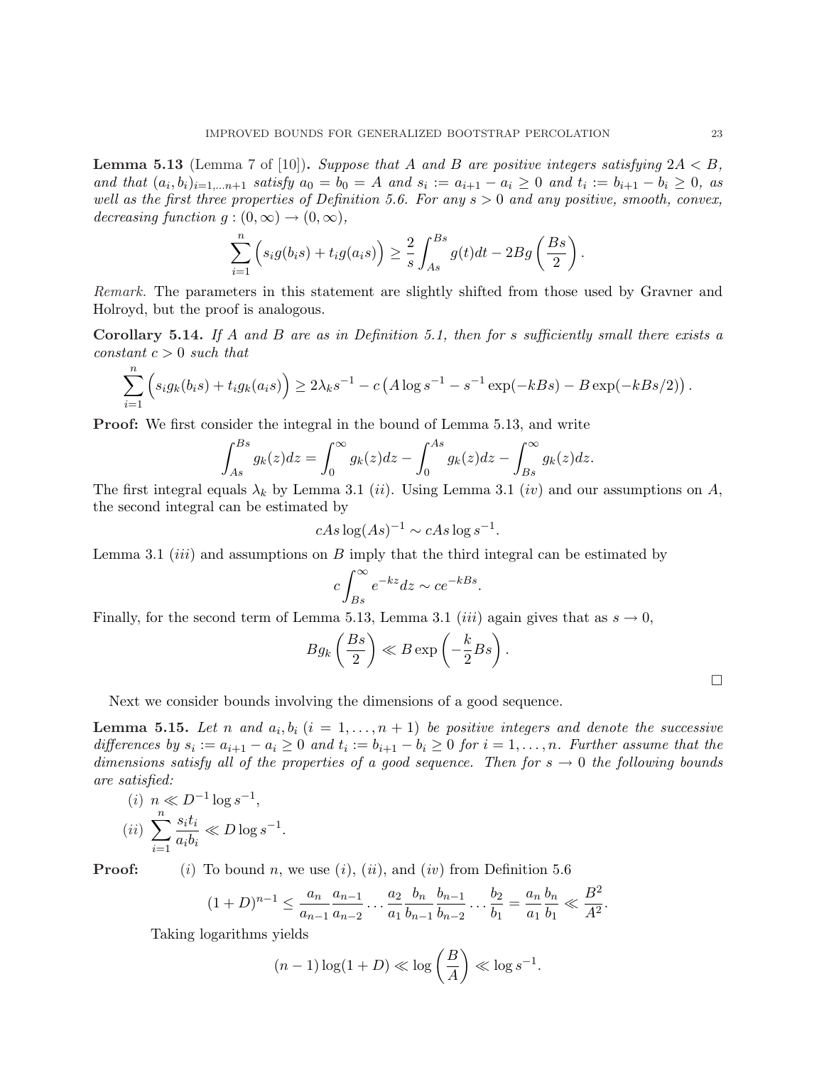**Lemma 5.13** (Lemma 7 of [10])**.** *Suppose that $A$ and $B$ are positive integers satisfying $2A < B$, and that $(a_i, b_i)_{i=1,\dots n+1}$ satisfy $a_0 = b_0 = A$ and $s_i := a_{i+1} - a_i \geq 0$ and $t_i := b_{i+1} - b_i \geq 0$, as well as the first three properties of Definition 5.6. For any $s > 0$ and any positive, smooth, convex, decreasing function $g : (0, \infty) \to (0, \infty)$,*

$$\sum_{i=1}^{n} \Big( s_i g(b_i s) + t_i g(a_i s) \Big) \geq \frac{2}{s} \int_{As}^{Bs} g(t) dt - 2Bg\left(\frac{Bs}{2}\right).$$

*Remark.* The parameters in this statement are slightly shifted from those used by Gravner and Holroyd, but the proof is analogous.

**Corollary 5.14.** *If $A$ and $B$ are as in Definition 5.1, then for $s$ sufficiently small there exists a constant $c > 0$ such that*

$$\sum_{i=1}^{n} \Big( s_i g_k(b_i s) + t_i g_k(a_i s) \Big) \geq 2\lambda_k s^{-1} - c \left( A \log s^{-1} - s^{-1} \exp(-kBs) - B \exp(-kBs/2) \right).$$

**Proof:** We first consider the integral in the bound of Lemma 5.13, and write

$$\int_{As}^{Bs} g_k(z) dz = \int_0^{\infty} g_k(z) dz - \int_0^{As} g_k(z) dz - \int_{Bs}^{\infty} g_k(z) dz.$$

The first integral equals $\lambda_k$ by Lemma 3.1 $(ii)$. Using Lemma 3.1 $(iv)$ and our assumptions on $A$, the second integral can be estimated by

$$cAs \log(As)^{-1} \sim cAs \log s^{-1}.$$

Lemma 3.1 $(iii)$ and assumptions on $B$ imply that the third integral can be estimated by

$$c \int_{Bs}^{\infty} e^{-kz} dz \sim ce^{-kBs}.$$

Finally, for the second term of Lemma 5.13, Lemma 3.1 $(iii)$ again gives that as $s \to 0$,

$$Bg_k\left(\frac{Bs}{2}\right) \ll B \exp\left(-\frac{k}{2} Bs\right).$$

□

Next we consider bounds involving the dimensions of a good sequence.

**Lemma 5.15.** *Let $n$ and $a_i, b_i$ ($i = 1, \dots, n+1$) be positive integers and denote the successive differences by $s_i := a_{i+1} - a_i \geq 0$ and $t_i := b_{i+1} - b_i \geq 0$ for $i = 1, \dots, n$. Further assume that the dimensions satisfy all of the properties of a good sequence. Then for $s \to 0$ the following bounds are satisfied:*

(i) $n \ll D^{-1} \log s^{-1}$,

(ii) $\displaystyle\sum_{i=1}^{n} \frac{s_i t_i}{a_i b_i} \ll D \log s^{-1}$.

**Proof:** $(i)$ To bound $n$, we use $(i)$, $(ii)$, and $(iv)$ from Definition 5.6

$$(1+D)^{n-1} \leq \frac{a_n}{a_{n-1}} \frac{a_{n-1}}{a_{n-2}} \cdots \frac{a_2}{a_1} \frac{b_n}{b_{n-1}} \frac{b_{n-1}}{b_{n-2}} \cdots \frac{b_2}{b_1} = \frac{a_n}{a_1} \frac{b_n}{b_1} \ll \frac{B^2}{A^2}.$$

Taking logarithms yields

$$(n-1) \log(1+D) \ll \log\left(\frac{B}{A}\right) \ll \log s^{-1}.$$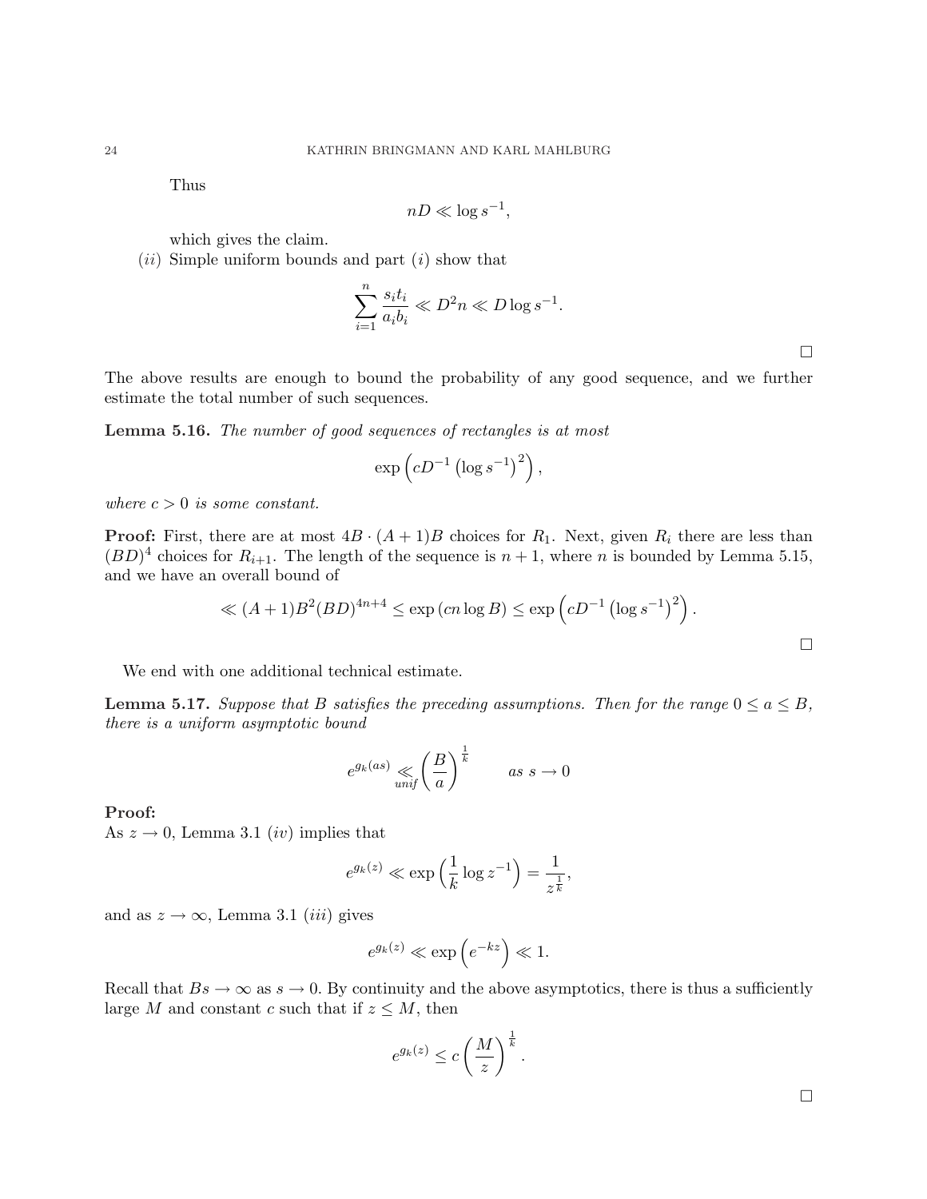Thus

$$nD \ll \log s^{-1},$$

which gives the claim.

$(ii)$ Simple uniform bounds and part $(i)$ show that

$$\sum_{i=1}^{n} \frac{s_i t_i}{a_i b_i} \ll D^2 n \ll D \log s^{-1}.$$

□

The above results are enough to bound the probability of any good sequence, and we further estimate the total number of such sequences.

**Lemma 5.16.** *The number of good sequences of rectangles is at most*

$$\exp\left(cD^{-1}\left(\log s^{-1}\right)^2\right),$$

*where $c > 0$ is some constant.*

**Proof:** First, there are at most $4B \cdot (A+1)B$ choices for $R_1$. Next, given $R_i$ there are less than $(BD)^4$ choices for $R_{i+1}$. The length of the sequence is $n+1$, where $n$ is bounded by Lemma 5.15, and we have an overall bound of

$$\ll (A+1)B^2(BD)^{4n+4} \leq \exp\left(cn \log B\right) \leq \exp\left(cD^{-1}\left(\log s^{-1}\right)^2\right).$$

□

We end with one additional technical estimate.

**Lemma 5.17.** *Suppose that $B$ satisfies the preceding assumptions. Then for the range $0 \leq a \leq B$, there is a uniform asymptotic bound*

$$e^{g_k(as)} \underset{unif}{\ll} \left(\frac{B}{a}\right)^{\frac{1}{k}} \qquad as\ s \to 0$$

**Proof:**
As $z \to 0$, Lemma 3.1 $(iv)$ implies that

$$e^{g_k(z)} \ll \exp\left(\frac{1}{k}\log z^{-1}\right) = \frac{1}{z^{\frac{1}{k}}},$$

and as $z \to \infty$, Lemma 3.1 $(iii)$ gives

$$e^{g_k(z)} \ll \exp\left(e^{-kz}\right) \ll 1.$$

Recall that $Bs \to \infty$ as $s \to 0$. By continuity and the above asymptotics, there is thus a sufficiently large $M$ and constant $c$ such that if $z \leq M$, then

$$e^{g_k(z)} \leq c\left(\frac{M}{z}\right)^{\frac{1}{k}}.$$

□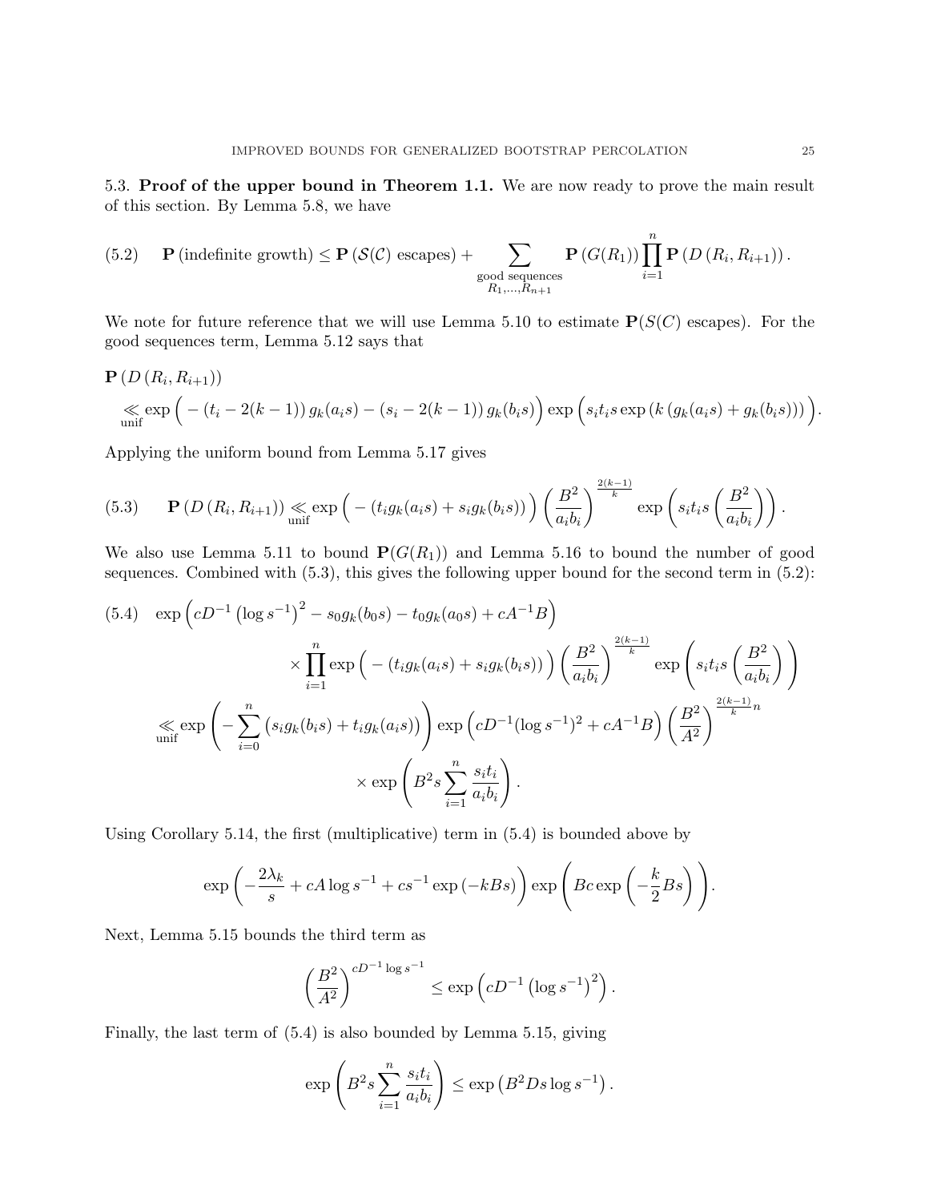5.3. **Proof of the upper bound in Theorem 1.1.** We are now ready to prove the main result of this section. By Lemma 5.8, we have

$$\mathbf{P}\left(\text{indefinite growth}\right) \leq \mathbf{P}\left(\mathcal{S}(\mathcal{C}) \text{ escapes}\right) + \sum_{\substack{\text{good sequences} \\ R_1,\ldots,R_{n+1}}} \mathbf{P}\left(G(R_1)\right) \prod_{i=1}^{n} \mathbf{P}\left(D\left(R_i, R_{i+1}\right)\right). \tag{5.2}$$

We note for future reference that we will use Lemma 5.10 to estimate $\mathbf{P}(S(C)$ escapes$)$. For the good sequences term, Lemma 5.12 says that

$$\begin{aligned}
&\mathbf{P}\left(D\left(R_i, R_{i+1}\right)\right) \\
&\quad \underset{\text{unif}}{\ll} \exp\Big(-\left(t_i - 2(k-1)\right) g_k(a_i s) - \left(s_i - 2(k-1)\right) g_k(b_i s)\Big) \exp\Big(s_i t_i s \exp\left(k\left(g_k(a_i s) + g_k(b_i s)\right)\right)\Big).
\end{aligned}$$

Applying the uniform bound from Lemma 5.17 gives

$$\mathbf{P}\left(D\left(R_i, R_{i+1}\right)\right) \underset{\text{unif}}{\ll} \exp\Big(-\left(t_i g_k(a_i s) + s_i g_k(b_i s)\right)\Big) \left(\frac{B^2}{a_i b_i}\right)^{\frac{2(k-1)}{k}} \exp\left(s_i t_i s \left(\frac{B^2}{a_i b_i}\right)\right). \tag{5.3}$$

We also use Lemma 5.11 to bound $\mathbf{P}(G(R_1))$ and Lemma 5.16 to bound the number of good sequences. Combined with (5.3), this gives the following upper bound for the second term in (5.2):

$$\begin{aligned}
&\exp\Big(cD^{-1}\left(\log s^{-1}\right)^2 - s_0 g_k(b_0 s) - t_0 g_k(a_0 s) + cA^{-1}B\Big) \\
&\qquad\qquad \times \prod_{i=1}^{n} \exp\Big(-\left(t_i g_k(a_i s) + s_i g_k(b_i s)\right)\Big) \left(\frac{B^2}{a_i b_i}\right)^{\frac{2(k-1)}{k}} \exp\left(s_i t_i s \left(\frac{B^2}{a_i b_i}\right)\right) \\
&\underset{\text{unif}}{\ll} \exp\left(-\sum_{i=0}^{n}\left(s_i g_k(b_i s) + t_i g_k(a_i s)\right)\right) \exp\Big(cD^{-1}(\log s^{-1})^2 + cA^{-1}B\Big) \left(\frac{B^2}{A^2}\right)^{\frac{2(k-1)}{k} n} \\
&\qquad\qquad \times \exp\left(B^2 s \sum_{i=1}^{n} \frac{s_i t_i}{a_i b_i}\right).
\end{aligned} \tag{5.4}$$

Using Corollary 5.14, the first (multiplicative) term in (5.4) is bounded above by

$$\exp\left(-\frac{2\lambda_k}{s} + cA\log s^{-1} + cs^{-1}\exp\left(-kBs\right)\right) \exp\left(Bc\exp\left(-\frac{k}{2}Bs\right)\right).$$

Next, Lemma 5.15 bounds the third term as

$$\left(\frac{B^2}{A^2}\right)^{cD^{-1}\log s^{-1}} \leq \exp\left(cD^{-1}\left(\log s^{-1}\right)^2\right).$$

Finally, the last term of (5.4) is also bounded by Lemma 5.15, giving

$$\exp\left(B^2 s \sum_{i=1}^{n} \frac{s_i t_i}{a_i b_i}\right) \leq \exp\left(B^2 D s \log s^{-1}\right).$$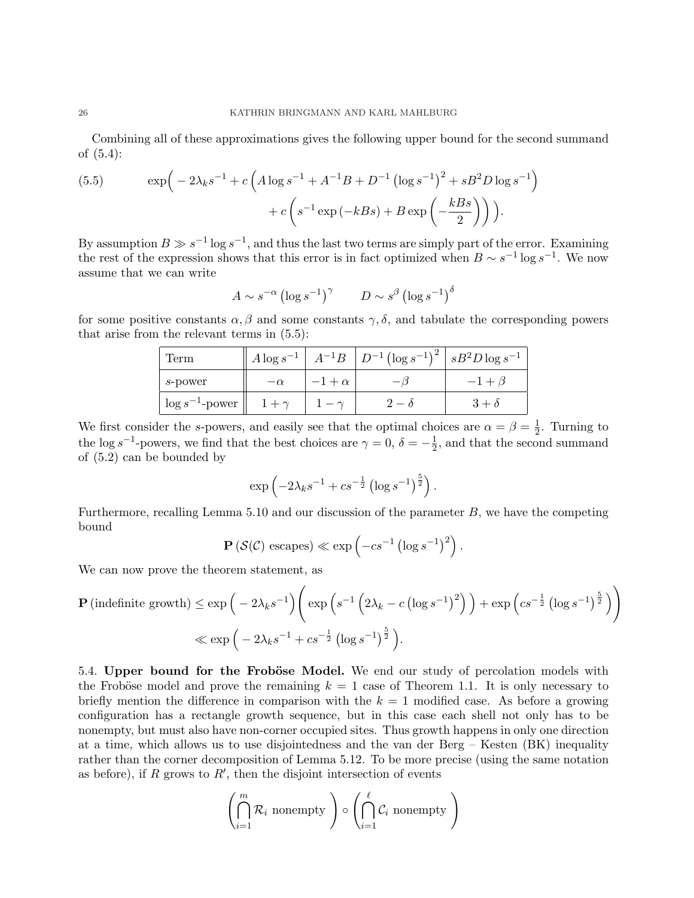Combining all of these approximations gives the following upper bound for the second summand of (5.4):

$$\exp\Big( -2\lambda_k s^{-1} + c\left(A \log s^{-1} + A^{-1}B + D^{-1}\left(\log s^{-1}\right)^2 + sB^2 D \log s^{-1}\right) + c\left(s^{-1}\exp\left(-kBs\right) + B\exp\left(-\frac{kBs}{2}\right)\right)\Big). \tag{5.5}$$

By assumption $B \gg s^{-1}\log s^{-1}$, and thus the last two terms are simply part of the error. Examining the rest of the expression shows that this error is in fact optimized when $B \sim s^{-1}\log s^{-1}$. We now assume that we can write

$$A \sim s^{-\alpha}\left(\log s^{-1}\right)^{\gamma} \qquad D \sim s^{\beta}\left(\log s^{-1}\right)^{\delta}$$

for some positive constants $\alpha, \beta$ and some constants $\gamma, \delta$, and tabulate the corresponding powers that arise from the relevant terms in (5.5):

| Term | $A\log s^{-1}$ | $A^{-1}B$ | $D^{-1}\left(\log s^{-1}\right)^2$ | $sB^2D\log s^{-1}$ |
|---|---|---|---|---|
| $s$-power | $-\alpha$ | $-1+\alpha$ | $-\beta$ | $-1+\beta$ |
| $\log s^{-1}$-power | $1+\gamma$ | $1-\gamma$ | $2-\delta$ | $3+\delta$ |

We first consider the $s$-powers, and easily see that the optimal choices are $\alpha = \beta = \frac{1}{2}$. Turning to the $\log s^{-1}$-powers, we find that the best choices are $\gamma = 0$, $\delta = -\frac{1}{2}$, and that the second summand of (5.2) can be bounded by

$$\exp\left(-2\lambda_k s^{-1} + cs^{-\frac{1}{2}}\left(\log s^{-1}\right)^{\frac{5}{2}}\right).$$

Furthermore, recalling Lemma 5.10 and our discussion of the parameter $B$, we have the competing bound

$$\mathbf{P}\left(\mathcal{S}(\mathcal{C}) \text{ escapes}\right) \ll \exp\left(-cs^{-1}\left(\log s^{-1}\right)^2\right).$$

We can now prove the theorem statement, as

$$\mathbf{P}\left(\text{indefinite growth}\right) \le \exp\Big(-2\lambda_k s^{-1}\Big)\left(\exp\left(s^{-1}\left(2\lambda_k - c\left(\log s^{-1}\right)^2\right)\right) + \exp\left(cs^{-\frac{1}{2}}\left(\log s^{-1}\right)^{\frac{5}{2}}\right)\right)$$
$$\ll \exp\Big(-2\lambda_k s^{-1} + cs^{-\frac{1}{2}}\left(\log s^{-1}\right)^{\frac{5}{2}}\Big).$$

## 5.4. Upper bound for the Froböse Model.

We end our study of percolation models with the Froböse model and prove the remaining $k=1$ case of Theorem 1.1. It is only necessary to briefly mention the difference in comparison with the $k=1$ modified case. As before a growing configuration has a rectangle growth sequence, but in this case each shell not only has to be nonempty, but must also have non-corner occupied sites. Thus growth happens in only one direction at a time, which allows us to use disjointedness and the van der Berg – Kesten (BK) inequality rather than the corner decomposition of Lemma 5.12. To be more precise (using the same notation as before), if $R$ grows to $R'$, then the disjoint intersection of events

$$\left(\bigcap_{i=1}^{m} \mathcal{R}_i \text{ nonempty}\right) \circ \left(\bigcap_{i=1}^{\ell} \mathcal{C}_i \text{ nonempty}\right)$$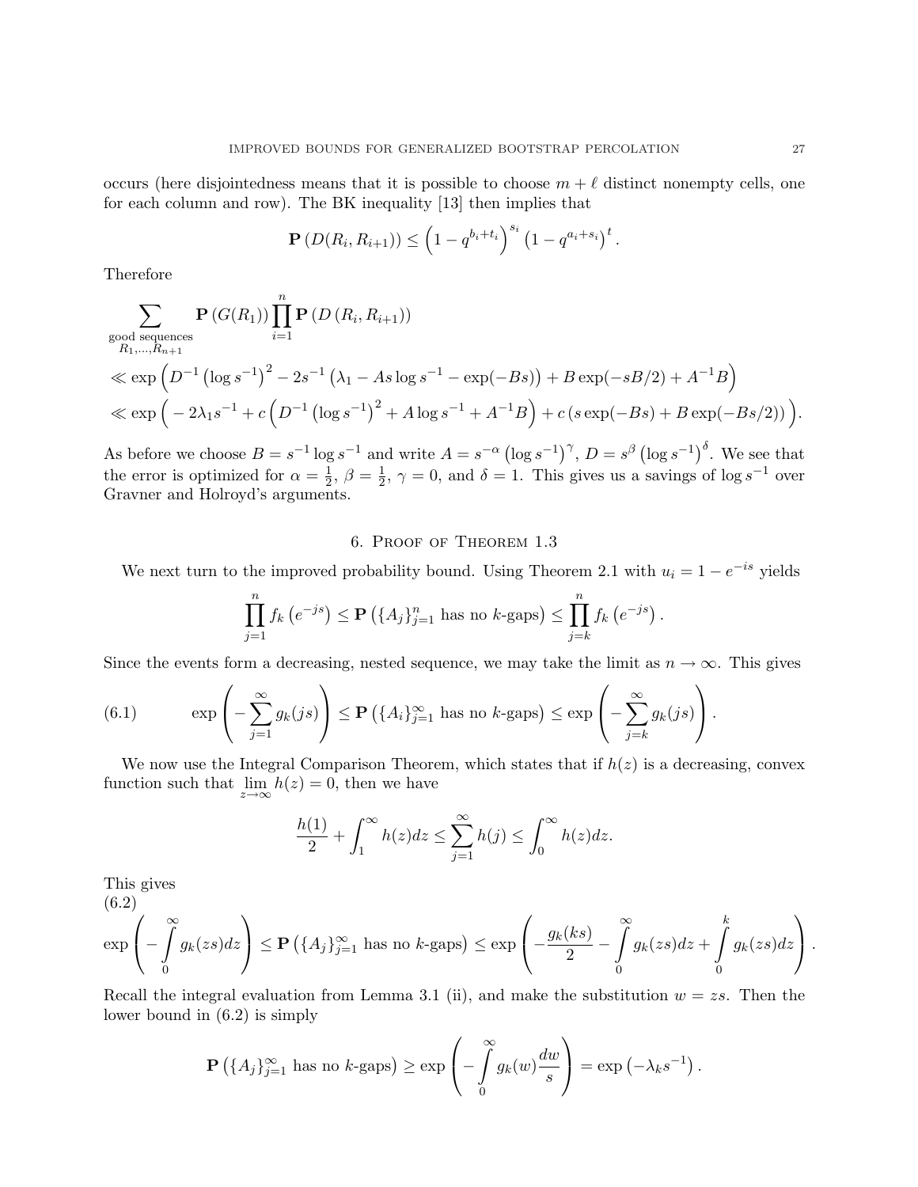occurs (here disjointedness means that it is possible to choose $m+\ell$ distinct nonempty cells, one for each column and row). The BK inequality [13] then implies that

$$\mathbf{P}\left(D(R_i,R_{i+1})\right) \le \left(1-q^{b_i+t_i}\right)^{s_i}\left(1-q^{a_i+s_i}\right)^t.$$

Therefore

$$\begin{aligned}
&\sum_{\substack{\text{good sequences}\\ R_1,\ldots,R_{n+1}}} \mathbf{P}\left(G(R_1)\right)\prod_{i=1}^{n}\mathbf{P}\left(D\left(R_i,R_{i+1}\right)\right)\\
&\ll \exp\Big(D^{-1}\left(\log s^{-1}\right)^2 - 2s^{-1}\left(\lambda_1 - As\log s^{-1} - \exp(-Bs)\right) + B\exp(-sB/2) + A^{-1}B\Big)\\
&\ll \exp\Big(-2\lambda_1 s^{-1} + c\left(D^{-1}\left(\log s^{-1}\right)^2 + A\log s^{-1} + A^{-1}B\right) + c\left(s\exp(-Bs) + B\exp(-Bs/2)\right)\Big).
\end{aligned}$$

As before we choose $B = s^{-1}\log s^{-1}$ and write $A = s^{-\alpha}\left(\log s^{-1}\right)^\gamma$, $D = s^\beta\left(\log s^{-1}\right)^\delta$. We see that the error is optimized for $\alpha = \frac{1}{2}$, $\beta = \frac{1}{2}$, $\gamma = 0$, and $\delta = 1$. This gives us a savings of $\log s^{-1}$ over Gravner and Holroyd's arguments.

## 6. Proof of Theorem 1.3

We next turn to the improved probability bound. Using Theorem 2.1 with $u_i = 1-e^{-is}$ yields

$$\prod_{j=1}^{n} f_k\left(e^{-js}\right) \le \mathbf{P}\left(\{A_j\}_{j=1}^n \text{ has no } k\text{-gaps}\right) \le \prod_{j=k}^{n} f_k\left(e^{-js}\right).$$

Since the events form a decreasing, nested sequence, we may take the limit as $n\to\infty$. This gives

$$\exp\left(-\sum_{j=1}^{\infty} g_k(js)\right) \le \mathbf{P}\left(\{A_i\}_{j=1}^{\infty} \text{ has no } k\text{-gaps}\right) \le \exp\left(-\sum_{j=k}^{\infty} g_k(js)\right). \tag{6.1}$$

We now use the Integral Comparison Theorem, which states that if $h(z)$ is a decreasing, convex function such that $\lim_{z\to\infty} h(z) = 0$, then we have

$$\frac{h(1)}{2} + \int_1^\infty h(z)dz \le \sum_{j=1}^{\infty} h(j) \le \int_0^\infty h(z)dz.$$

This gives

$$\exp\left(-\int_0^\infty g_k(zs)dz\right) \le \mathbf{P}\left(\{A_j\}_{j=1}^{\infty} \text{ has no } k\text{-gaps}\right) \le \exp\left(-\frac{g_k(ks)}{2} - \int_0^\infty g_k(zs)dz + \int_0^k g_k(zs)dz\right). \tag{6.2}$$

Recall the integral evaluation from Lemma 3.1 (ii), and make the substitution $w = zs$. Then the lower bound in (6.2) is simply

$$\mathbf{P}\left(\{A_j\}_{j=1}^{\infty} \text{ has no } k\text{-gaps}\right) \ge \exp\left(-\int_0^\infty g_k(w)\frac{dw}{s}\right) = \exp\left(-\lambda_k s^{-1}\right).$$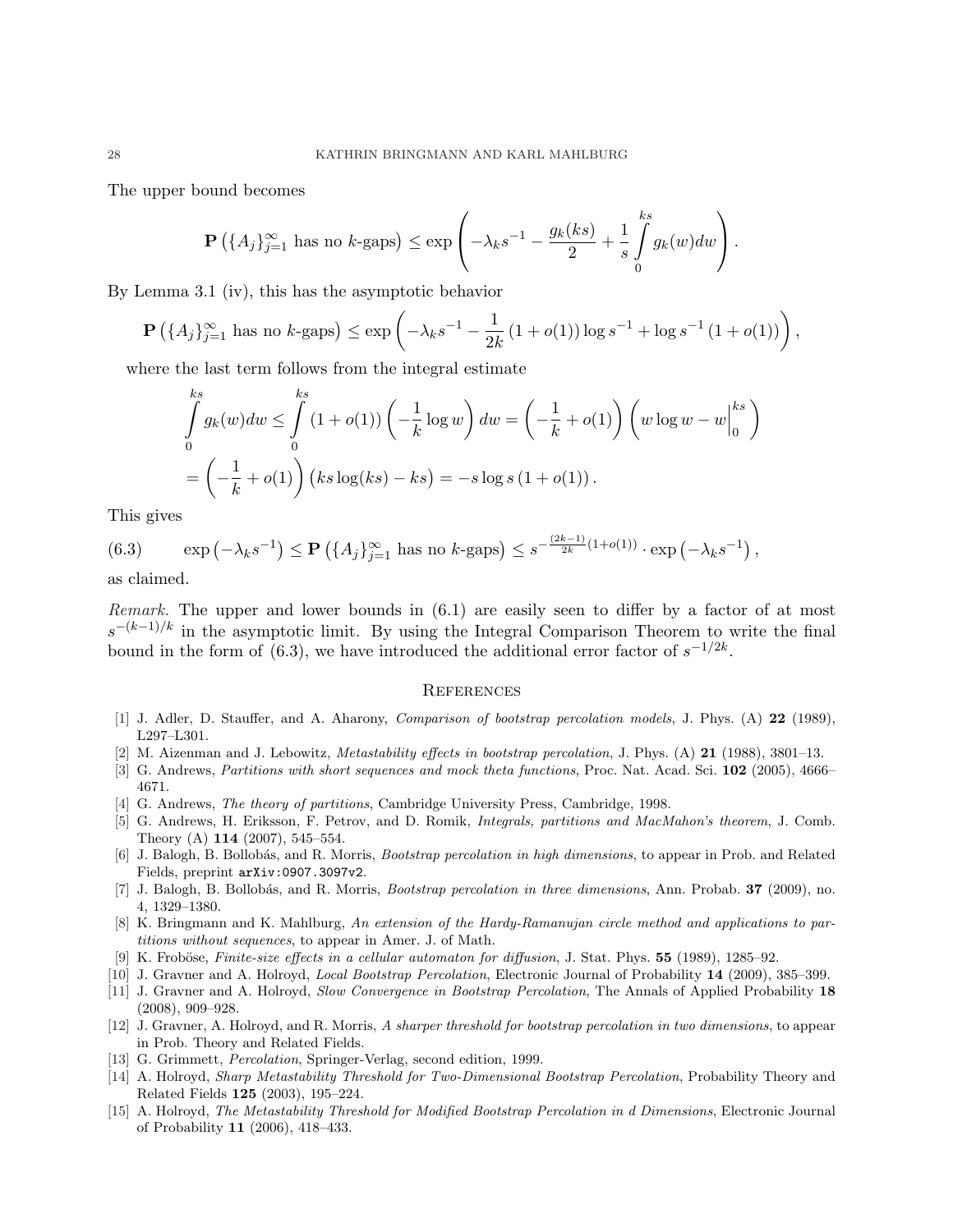The upper bound becomes

$$\mathbf{P}\left(\{A_j\}_{j=1}^{\infty} \text{ has no } k\text{-gaps}\right) \leq \exp\left(-\lambda_k s^{-1} - \frac{g_k(ks)}{2} + \frac{1}{s}\int\limits_0^{ks} g_k(w)dw\right).$$

By Lemma 3.1 (iv), this has the asymptotic behavior

$$\mathbf{P}\left(\{A_j\}_{j=1}^{\infty} \text{ has no } k\text{-gaps}\right) \leq \exp\left(-\lambda_k s^{-1} - \frac{1}{2k}\left(1+o(1)\right)\log s^{-1} + \log s^{-1}\left(1+o(1)\right)\right),$$

where the last term follows from the integral estimate

$$\begin{aligned}\int\limits_0^{ks} g_k(w)dw &\leq \int\limits_0^{ks}\left(1+o(1)\right)\left(-\frac{1}{k}\log w\right)dw = \left(-\frac{1}{k}+o(1)\right)\left(w\log w - w\Big|_0^{ks}\right) \\ &= \left(-\frac{1}{k}+o(1)\right)\left(ks\log(ks) - ks\right) = -s\log s\left(1+o(1)\right).\end{aligned}$$

This gives

$$\exp\left(-\lambda_k s^{-1}\right) \leq \mathbf{P}\left(\{A_j\}_{j=1}^{\infty} \text{ has no } k\text{-gaps}\right) \leq s^{-\frac{(2k-1)}{2k}(1+o(1))} \cdot \exp\left(-\lambda_k s^{-1}\right), \tag{6.3}$$

as claimed.

*Remark.* The upper and lower bounds in (6.1) are easily seen to differ by a factor of at most $s^{-(k-1)/k}$ in the asymptotic limit. By using the Integral Comparison Theorem to write the final bound in the form of (6.3), we have introduced the additional error factor of $s^{-1/2k}$.

## References

[1] J. Adler, D. Stauffer, and A. Aharony, *Comparison of bootstrap percolation models*, J. Phys. (A) **22** (1989), L297–L301.

[2] M. Aizenman and J. Lebowitz, *Metastability effects in bootstrap percolation*, J. Phys. (A) **21** (1988), 3801–13.

[3] G. Andrews, *Partitions with short sequences and mock theta functions*, Proc. Nat. Acad. Sci. **102** (2005), 4666–4671.

[4] G. Andrews, *The theory of partitions*, Cambridge University Press, Cambridge, 1998.

[5] G. Andrews, H. Eriksson, F. Petrov, and D. Romik, *Integrals, partitions and MacMahon's theorem*, J. Comb. Theory (A) **114** (2007), 545–554.

[6] J. Balogh, B. Bollobás, and R. Morris, *Bootstrap percolation in high dimensions*, to appear in Prob. and Related Fields, preprint `arXiv:0907.3097v2`.

[7] J. Balogh, B. Bollobás, and R. Morris, *Bootstrap percolation in three dimensions*, Ann. Probab. **37** (2009), no. 4, 1329–1380.

[8] K. Bringmann and K. Mahlburg, *An extension of the Hardy-Ramanujan circle method and applications to partitions without sequences*, to appear in Amer. J. of Math.

[9] K. Froböse, *Finite-size effects in a cellular automaton for diffusion*, J. Stat. Phys. **55** (1989), 1285–92.

[10] J. Gravner and A. Holroyd, *Local Bootstrap Percolation*, Electronic Journal of Probability **14** (2009), 385–399.

[11] J. Gravner and A. Holroyd, *Slow Convergence in Bootstrap Percolation*, The Annals of Applied Probability **18** (2008), 909–928.

[12] J. Gravner, A. Holroyd, and R. Morris, *A sharper threshold for bootstrap percolation in two dimensions*, to appear in Prob. Theory and Related Fields.

[13] G. Grimmett, *Percolation*, Springer-Verlag, second edition, 1999.

[14] A. Holroyd, *Sharp Metastability Threshold for Two-Dimensional Bootstrap Percolation*, Probability Theory and Related Fields **125** (2003), 195–224.

[15] A. Holroyd, *The Metastability Threshold for Modified Bootstrap Percolation in d Dimensions*, Electronic Journal of Probability **11** (2006), 418–433.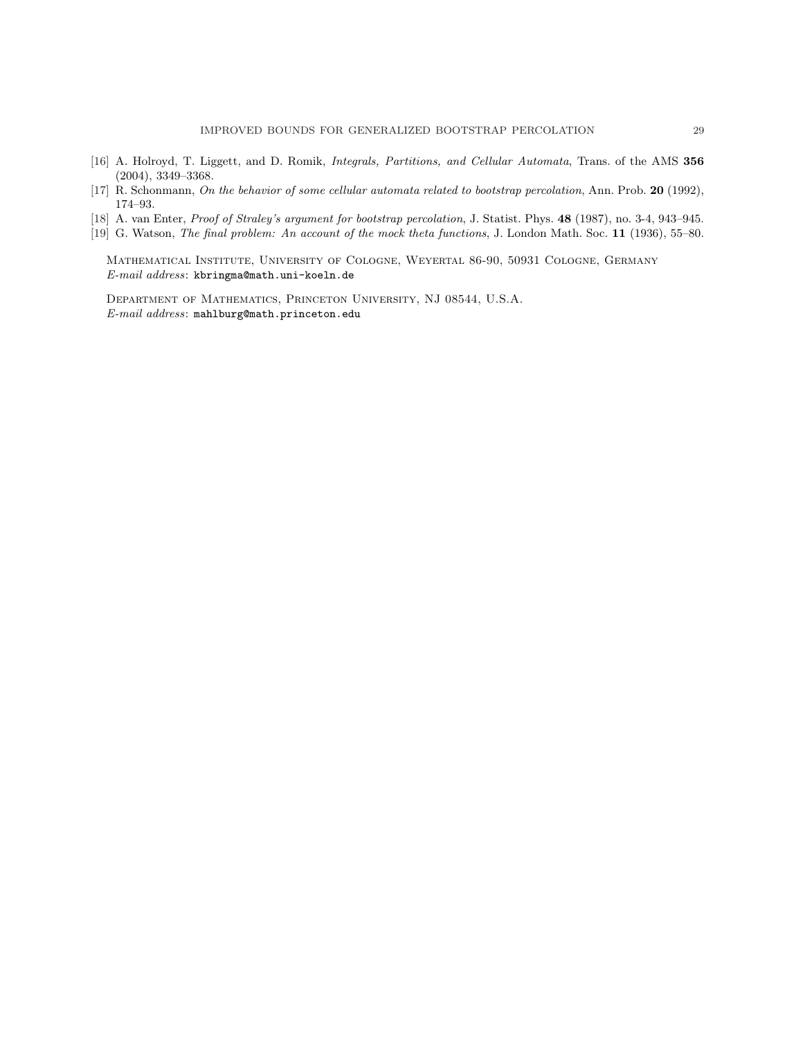[16] A. Holroyd, T. Liggett, and D. Romik, *Integrals, Partitions, and Cellular Automata*, Trans. of the AMS **356** (2004), 3349–3368.

[17] R. Schonmann, *On the behavior of some cellular automata related to bootstrap percolation*, Ann. Prob. **20** (1992), 174–93.

[18] A. van Enter, *Proof of Straley's argument for bootstrap percolation*, J. Statist. Phys. **48** (1987), no. 3-4, 943–945.

[19] G. Watson, *The final problem: An account of the mock theta functions*, J. London Math. Soc. **11** (1936), 55–80.

Mathematical Institute, University of Cologne, Weyertal 86-90, 50931 Cologne, Germany
*E-mail address*: `kbringma@math.uni-koeln.de`

Department of Mathematics, Princeton University, NJ 08544, U.S.A.
*E-mail address*: `mahlburg@math.princeton.edu`